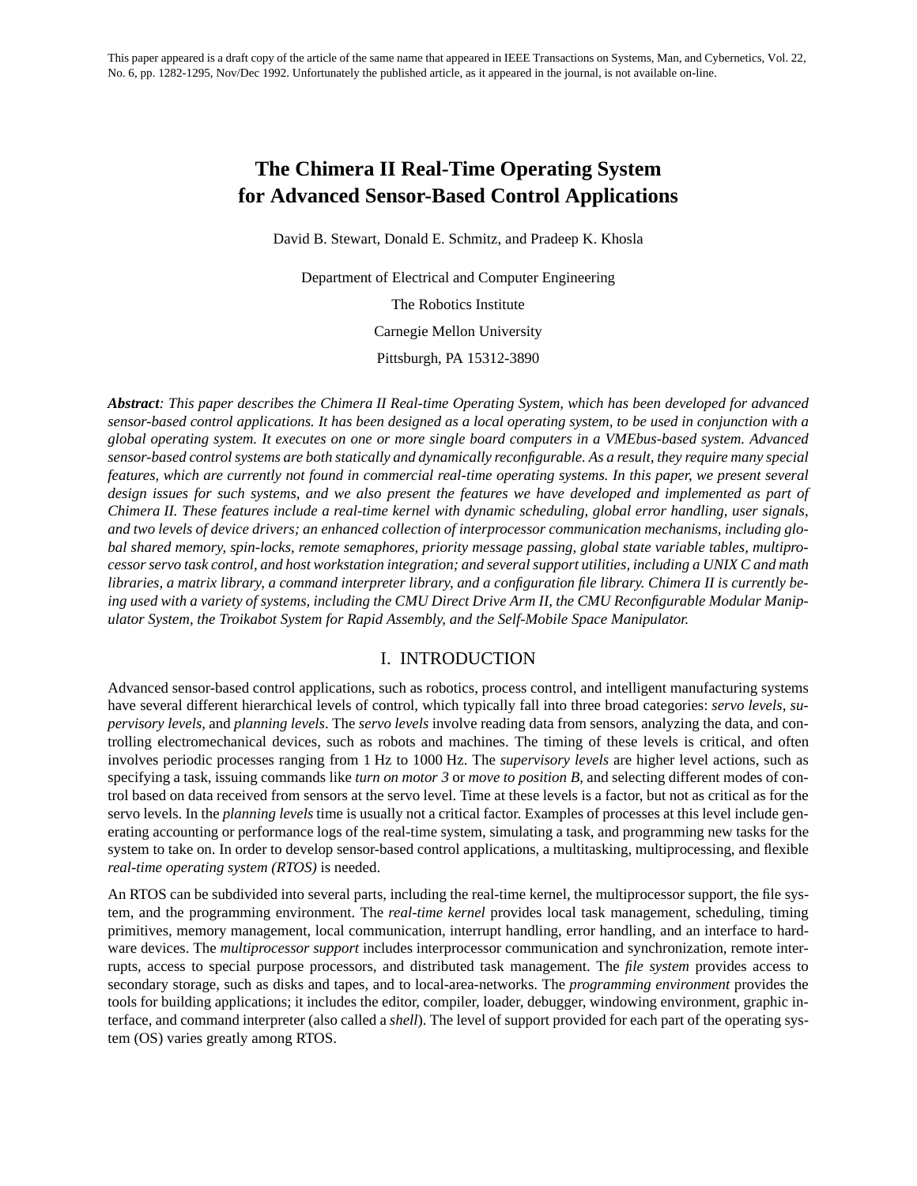This paper appeared is a draft copy of the article of the same name that appeared in IEEE Transactions on Systems, Man, and Cybernetics, Vol. 22, No. 6, pp. 1282-1295, Nov/Dec 1992. Unfortunately the published article, as it appeared in the journal, is not available on-line.

# The Chimera II Real-Time Operating System for Advanced Sensor-Based Control Applications

David B. Stewart, Donald E. Schmitz, and Pradeep K. Khosla

Department of Electrical and Computer Engineering

The Robotics Institute

Carnegie Mellon University

Pittsburgh, PA 15312-3890

***Abstract**: This paper describes the Chimera II Real-time Operating System, which has been developed for advanced sensor-based control applications. It has been designed as a local operating system, to be used in conjunction with a global operating system. It executes on one or more single board computers in a VMEbus-based system. Advanced sensor-based control systems are both statically and dynamically reconfigurable. As a result, they require many special features, which are currently not found in commercial real-time operating systems. In this paper, we present several design issues for such systems, and we also present the features we have developed and implemented as part of Chimera II. These features include a real-time kernel with dynamic scheduling, global error handling, user signals, and two levels of device drivers; an enhanced collection of interprocessor communication mechanisms, including global shared memory, spin-locks, remote semaphores, priority message passing, global state variable tables, multiprocessor servo task control, and host workstation integration; and several support utilities, including a UNIX C and math libraries, a matrix library, a command interpreter library, and a configuration file library. Chimera II is currently being used with a variety of systems, including the CMU Direct Drive Arm II, the CMU Reconfigurable Modular Manipulator System, the Troikabot System for Rapid Assembly, and the Self-Mobile Space Manipulator.*

## I. INTRODUCTION

Advanced sensor-based control applications, such as robotics, process control, and intelligent manufacturing systems have several different hierarchical levels of control, which typically fall into three broad categories: *servo levels*, *supervisory levels*, and *planning levels*. The *servo levels* involve reading data from sensors, analyzing the data, and controlling electromechanical devices, such as robots and machines. The timing of these levels is critical, and often involves periodic processes ranging from 1 Hz to 1000 Hz. The *supervisory levels* are higher level actions, such as specifying a task, issuing commands like *turn on motor 3* or *move to position B*, and selecting different modes of control based on data received from sensors at the servo level. Time at these levels is a factor, but not as critical as for the servo levels. In the *planning levels* time is usually not a critical factor. Examples of processes at this level include generating accounting or performance logs of the real-time system, simulating a task, and programming new tasks for the system to take on. In order to develop sensor-based control applications, a multitasking, multiprocessing, and flexible *real-time operating system (RTOS)* is needed.

An RTOS can be subdivided into several parts, including the real-time kernel, the multiprocessor support, the file system, and the programming environment. The *real-time kernel* provides local task management, scheduling, timing primitives, memory management, local communication, interrupt handling, error handling, and an interface to hardware devices. The *multiprocessor support* includes interprocessor communication and synchronization, remote interrupts, access to special purpose processors, and distributed task management. The *file system* provides access to secondary storage, such as disks and tapes, and to local-area-networks. The *programming environment* provides the tools for building applications; it includes the editor, compiler, loader, debugger, windowing environment, graphic interface, and command interpreter (also called a *shell*). The level of support provided for each part of the operating system (OS) varies greatly among RTOS.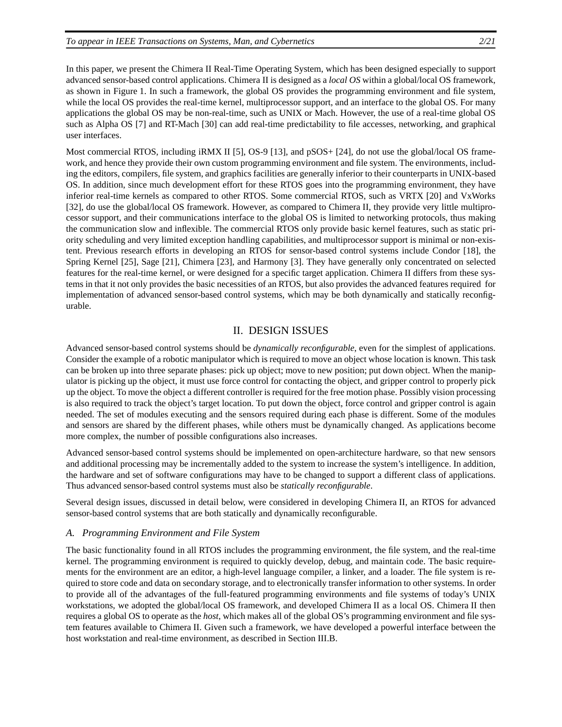In this paper, we present the Chimera II Real-Time Operating System, which has been designed especially to support advanced sensor-based control applications. Chimera II is designed as a *local OS* within a global/local OS framework, as shown in Figure 1. In such a framework, the global OS provides the programming environment and file system, while the local OS provides the real-time kernel, multiprocessor support, and an interface to the global OS. For many applications the global OS may be non-real-time, such as UNIX or Mach. However, the use of a real-time global OS such as Alpha OS [7] and RT-Mach [30] can add real-time predictability to file accesses, networking, and graphical user interfaces.

Most commercial RTOS, including iRMX II [5], OS-9 [13], and pSOS+ [24], do not use the global/local OS framework, and hence they provide their own custom programming environment and file system. The environments, including the editors, compilers, file system, and graphics facilities are generally inferior to their counterparts in UNIX-based OS. In addition, since much development effort for these RTOS goes into the programming environment, they have inferior real-time kernels as compared to other RTOS. Some commercial RTOS, such as VRTX [20] and VxWorks [32], do use the global/local OS framework. However, as compared to Chimera II, they provide very little multiprocessor support, and their communications interface to the global OS is limited to networking protocols, thus making the communication slow and inflexible. The commercial RTOS only provide basic kernel features, such as static priority scheduling and very limited exception handling capabilities, and multiprocessor support is minimal or non-existent. Previous research efforts in developing an RTOS for sensor-based control systems include Condor [18], the Spring Kernel [25], Sage [21], Chimera [23], and Harmony [3]. They have generally only concentrated on selected features for the real-time kernel, or were designed for a specific target application. Chimera II differs from these systems in that it not only provides the basic necessities of an RTOS, but also provides the advanced features required for implementation of advanced sensor-based control systems, which may be both dynamically and statically reconfigurable.

## II. DESIGN ISSUES

Advanced sensor-based control systems should be *dynamically reconfigurable*, even for the simplest of applications. Consider the example of a robotic manipulator which is required to move an object whose location is known. This task can be broken up into three separate phases: pick up object; move to new position; put down object. When the manipulator is picking up the object, it must use force control for contacting the object, and gripper control to properly pick up the object. To move the object a different controller is required for the free motion phase. Possibly vision processing is also required to track the object's target location. To put down the object, force control and gripper control is again needed. The set of modules executing and the sensors required during each phase is different. Some of the modules and sensors are shared by the different phases, while others must be dynamically changed. As applications become more complex, the number of possible configurations also increases.

Advanced sensor-based control systems should be implemented on open-architecture hardware, so that new sensors and additional processing may be incrementally added to the system to increase the system's intelligence. In addition, the hardware and set of software configurations may have to be changed to support a different class of applications. Thus advanced sensor-based control systems must also be *statically reconfigurable*.

Several design issues, discussed in detail below, were considered in developing Chimera II, an RTOS for advanced sensor-based control systems that are both statically and dynamically reconfigurable.

### A. Programming Environment and File System

The basic functionality found in all RTOS includes the programming environment, the file system, and the real-time kernel. The programming environment is required to quickly develop, debug, and maintain code. The basic requirements for the environment are an editor, a high-level language compiler, a linker, and a loader. The file system is required to store code and data on secondary storage, and to electronically transfer information to other systems. In order to provide all of the advantages of the full-featured programming environments and file systems of today's UNIX workstations, we adopted the global/local OS framework, and developed Chimera II as a local OS. Chimera II then requires a global OS to operate as the *host*, which makes all of the global OS's programming environment and file system features available to Chimera II. Given such a framework, we have developed a powerful interface between the host workstation and real-time environment, as described in Section III.B.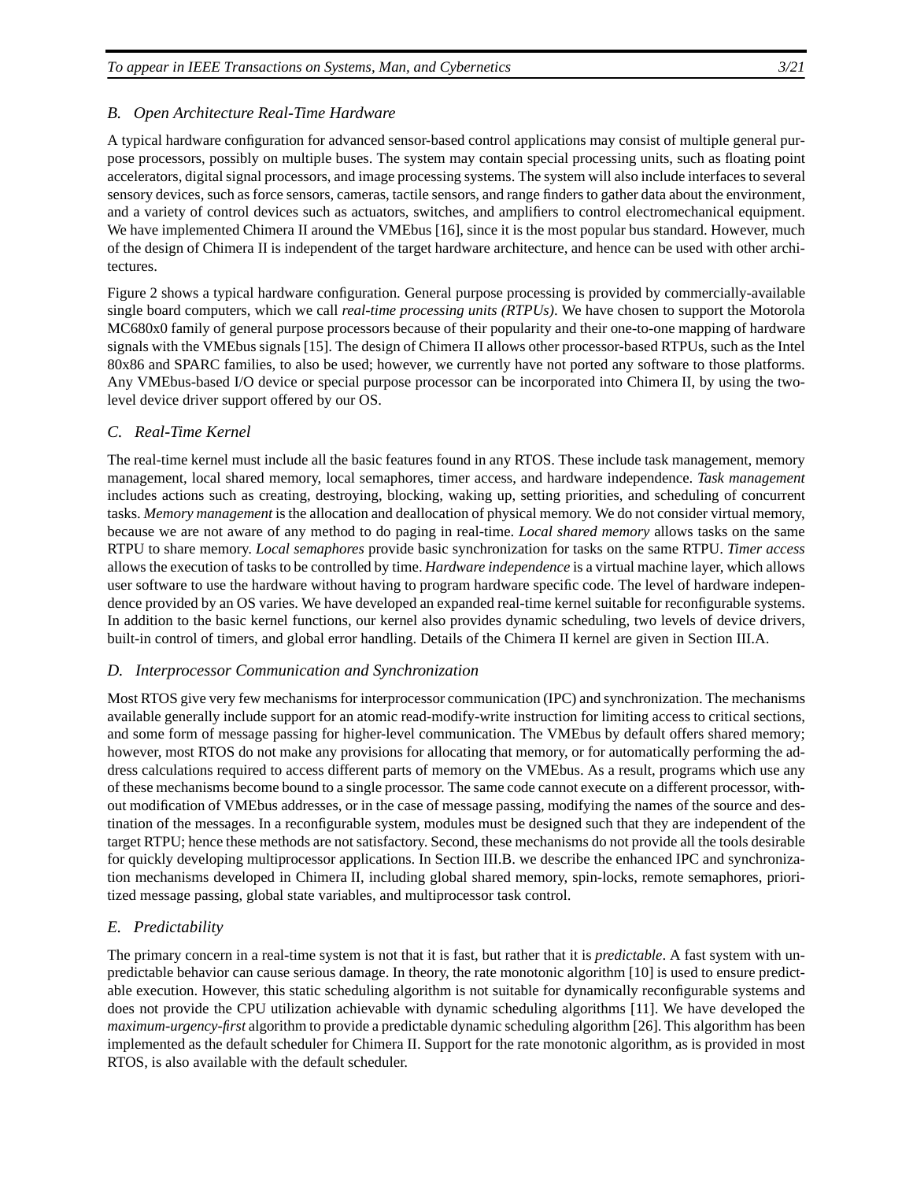### B. Open Architecture Real-Time Hardware

A typical hardware configuration for advanced sensor-based control applications may consist of multiple general purpose processors, possibly on multiple buses. The system may contain special processing units, such as floating point accelerators, digital signal processors, and image processing systems. The system will also include interfaces to several sensory devices, such as force sensors, cameras, tactile sensors, and range finders to gather data about the environment, and a variety of control devices such as actuators, switches, and amplifiers to control electromechanical equipment. We have implemented Chimera II around the VMEbus [16], since it is the most popular bus standard. However, much of the design of Chimera II is independent of the target hardware architecture, and hence can be used with other architectures.

Figure 2 shows a typical hardware configuration. General purpose processing is provided by commercially-available single board computers, which we call *real-time processing units (RTPUs)*. We have chosen to support the Motorola MC680x0 family of general purpose processors because of their popularity and their one-to-one mapping of hardware signals with the VMEbus signals [15]. The design of Chimera II allows other processor-based RTPUs, such as the Intel 80x86 and SPARC families, to also be used; however, we currently have not ported any software to those platforms. Any VMEbus-based I/O device or special purpose processor can be incorporated into Chimera II, by using the two-level device driver support offered by our OS.

### C. Real-Time Kernel

The real-time kernel must include all the basic features found in any RTOS. These include task management, memory management, local shared memory, local semaphores, timer access, and hardware independence. *Task management* includes actions such as creating, destroying, blocking, waking up, setting priorities, and scheduling of concurrent tasks. *Memory management* is the allocation and deallocation of physical memory. We do not consider virtual memory, because we are not aware of any method to do paging in real-time. *Local shared memory* allows tasks on the same RTPU to share memory. *Local semaphores* provide basic synchronization for tasks on the same RTPU. *Timer access* allows the execution of tasks to be controlled by time. *Hardware independence* is a virtual machine layer, which allows user software to use the hardware without having to program hardware specific code. The level of hardware independence provided by an OS varies. We have developed an expanded real-time kernel suitable for reconfigurable systems. In addition to the basic kernel functions, our kernel also provides dynamic scheduling, two levels of device drivers, built-in control of timers, and global error handling. Details of the Chimera II kernel are given in Section III.A.

### D. Interprocessor Communication and Synchronization

Most RTOS give very few mechanisms for interprocessor communication (IPC) and synchronization. The mechanisms available generally include support for an atomic read-modify-write instruction for limiting access to critical sections, and some form of message passing for higher-level communication. The VMEbus by default offers shared memory; however, most RTOS do not make any provisions for allocating that memory, or for automatically performing the address calculations required to access different parts of memory on the VMEbus. As a result, programs which use any of these mechanisms become bound to a single processor. The same code cannot execute on a different processor, without modification of VMEbus addresses, or in the case of message passing, modifying the names of the source and destination of the messages. In a reconfigurable system, modules must be designed such that they are independent of the target RTPU; hence these methods are not satisfactory. Second, these mechanisms do not provide all the tools desirable for quickly developing multiprocessor applications. In Section III.B. we describe the enhanced IPC and synchronization mechanisms developed in Chimera II, including global shared memory, spin-locks, remote semaphores, prioritized message passing, global state variables, and multiprocessor task control.

### E. Predictability

The primary concern in a real-time system is not that it is fast, but rather that it is *predictable*. A fast system with unpredictable behavior can cause serious damage. In theory, the rate monotonic algorithm [10] is used to ensure predictable execution. However, this static scheduling algorithm is not suitable for dynamically reconfigurable systems and does not provide the CPU utilization achievable with dynamic scheduling algorithms [11]. We have developed the *maximum-urgency-first* algorithm to provide a predictable dynamic scheduling algorithm [26]. This algorithm has been implemented as the default scheduler for Chimera II. Support for the rate monotonic algorithm, as is provided in most RTOS, is also available with the default scheduler.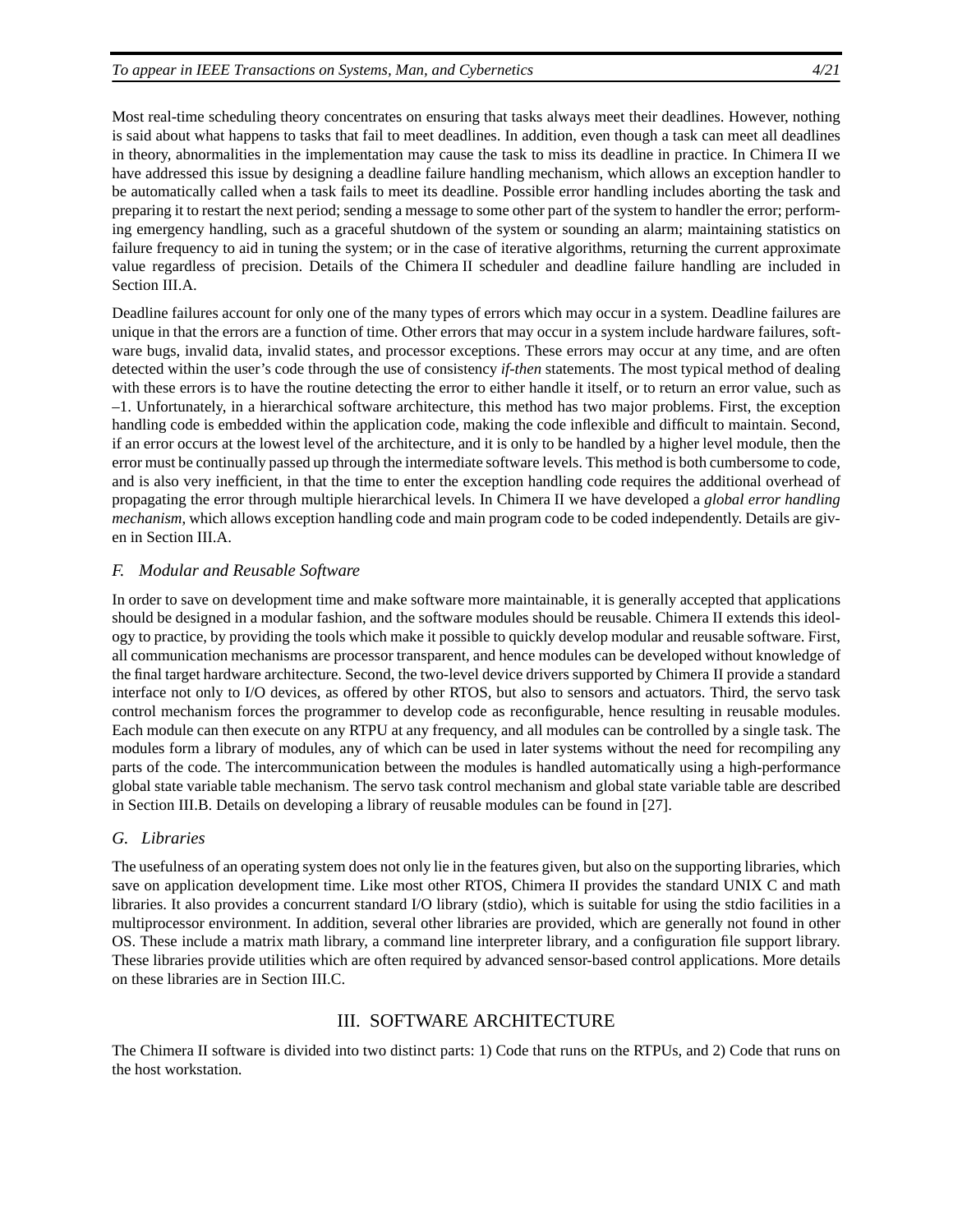Most real-time scheduling theory concentrates on ensuring that tasks always meet their deadlines. However, nothing is said about what happens to tasks that fail to meet deadlines. In addition, even though a task can meet all deadlines in theory, abnormalities in the implementation may cause the task to miss its deadline in practice. In Chimera II we have addressed this issue by designing a deadline failure handling mechanism, which allows an exception handler to be automatically called when a task fails to meet its deadline. Possible error handling includes aborting the task and preparing it to restart the next period; sending a message to some other part of the system to handler the error; performing emergency handling, such as a graceful shutdown of the system or sounding an alarm; maintaining statistics on failure frequency to aid in tuning the system; or in the case of iterative algorithms, returning the current approximate value regardless of precision. Details of the Chimera II scheduler and deadline failure handling are included in Section III.A.

Deadline failures account for only one of the many types of errors which may occur in a system. Deadline failures are unique in that the errors are a function of time. Other errors that may occur in a system include hardware failures, software bugs, invalid data, invalid states, and processor exceptions. These errors may occur at any time, and are often detected within the user's code through the use of consistency *if-then* statements. The most typical method of dealing with these errors is to have the routine detecting the error to either handle it itself, or to return an error value, such as –1. Unfortunately, in a hierarchical software architecture, this method has two major problems. First, the exception handling code is embedded within the application code, making the code inflexible and difficult to maintain. Second, if an error occurs at the lowest level of the architecture, and it is only to be handled by a higher level module, then the error must be continually passed up through the intermediate software levels. This method is both cumbersome to code, and is also very inefficient, in that the time to enter the exception handling code requires the additional overhead of propagating the error through multiple hierarchical levels. In Chimera II we have developed a *global error handling mechanism*, which allows exception handling code and main program code to be coded independently. Details are given in Section III.A.

### F. Modular and Reusable Software

In order to save on development time and make software more maintainable, it is generally accepted that applications should be designed in a modular fashion, and the software modules should be reusable. Chimera II extends this ideology to practice, by providing the tools which make it possible to quickly develop modular and reusable software. First, all communication mechanisms are processor transparent, and hence modules can be developed without knowledge of the final target hardware architecture. Second, the two-level device drivers supported by Chimera II provide a standard interface not only to I/O devices, as offered by other RTOS, but also to sensors and actuators. Third, the servo task control mechanism forces the programmer to develop code as reconfigurable, hence resulting in reusable modules. Each module can then execute on any RTPU at any frequency, and all modules can be controlled by a single task. The modules form a library of modules, any of which can be used in later systems without the need for recompiling any parts of the code. The intercommunication between the modules is handled automatically using a high-performance global state variable table mechanism. The servo task control mechanism and global state variable table are described in Section III.B. Details on developing a library of reusable modules can be found in [27].

### G. Libraries

The usefulness of an operating system does not only lie in the features given, but also on the supporting libraries, which save on application development time. Like most other RTOS, Chimera II provides the standard UNIX C and math libraries. It also provides a concurrent standard I/O library (stdio), which is suitable for using the stdio facilities in a multiprocessor environment. In addition, several other libraries are provided, which are generally not found in other OS. These include a matrix math library, a command line interpreter library, and a configuration file support library. These libraries provide utilities which are often required by advanced sensor-based control applications. More details on these libraries are in Section III.C.

## III. SOFTWARE ARCHITECTURE

The Chimera II software is divided into two distinct parts: 1) Code that runs on the RTPUs, and 2) Code that runs on the host workstation.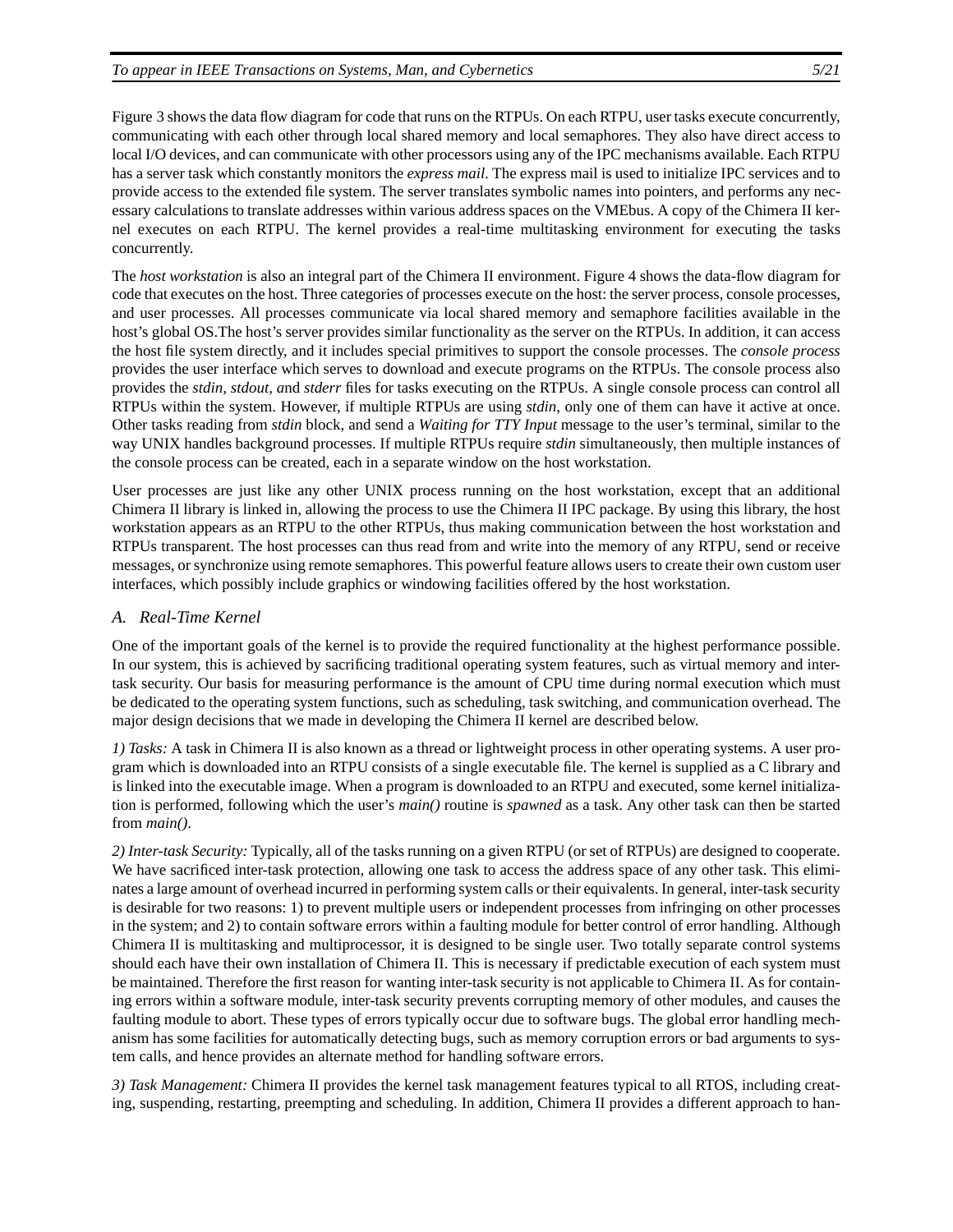Figure 3 shows the data flow diagram for code that runs on the RTPUs. On each RTPU, user tasks execute concurrently, communicating with each other through local shared memory and local semaphores. They also have direct access to local I/O devices, and can communicate with other processors using any of the IPC mechanisms available. Each RTPU has a server task which constantly monitors the *express mail.* The express mail is used to initialize IPC services and to provide access to the extended file system. The server translates symbolic names into pointers, and performs any necessary calculations to translate addresses within various address spaces on the VMEbus. A copy of the Chimera II kernel executes on each RTPU. The kernel provides a real-time multitasking environment for executing the tasks concurrently.

The *host workstation* is also an integral part of the Chimera II environment. Figure 4 shows the data-flow diagram for code that executes on the host. Three categories of processes execute on the host: the server process, console processes, and user processes. All processes communicate via local shared memory and semaphore facilities available in the host's global OS.The host's server provides similar functionality as the server on the RTPUs. In addition, it can access the host file system directly, and it includes special primitives to support the console processes. The *console process* provides the user interface which serves to download and execute programs on the RTPUs. The console process also provides the *stdin, stdout, a*nd *stderr* files for tasks executing on the RTPUs. A single console process can control all RTPUs within the system. However, if multiple RTPUs are using *stdin*, only one of them can have it active at once. Other tasks reading from *stdin* block, and send a *Waiting for TTY Input* message to the user's terminal, similar to the way UNIX handles background processes. If multiple RTPUs require *stdin* simultaneously, then multiple instances of the console process can be created, each in a separate window on the host workstation.

User processes are just like any other UNIX process running on the host workstation, except that an additional Chimera II library is linked in, allowing the process to use the Chimera II IPC package. By using this library, the host workstation appears as an RTPU to the other RTPUs, thus making communication between the host workstation and RTPUs transparent. The host processes can thus read from and write into the memory of any RTPU, send or receive messages, or synchronize using remote semaphores. This powerful feature allows users to create their own custom user interfaces, which possibly include graphics or windowing facilities offered by the host workstation.

### *A. Real-Time Kernel*

One of the important goals of the kernel is to provide the required functionality at the highest performance possible. In our system, this is achieved by sacrificing traditional operating system features, such as virtual memory and intertask security. Our basis for measuring performance is the amount of CPU time during normal execution which must be dedicated to the operating system functions, such as scheduling, task switching, and communication overhead. The major design decisions that we made in developing the Chimera II kernel are described below.

*1) Tasks:* A task in Chimera II is also known as a thread or lightweight process in other operating systems. A user program which is downloaded into an RTPU consists of a single executable file. The kernel is supplied as a C library and is linked into the executable image. When a program is downloaded to an RTPU and executed, some kernel initialization is performed, following which the user's *main()* routine is *spawned* as a task. Any other task can then be started from *main()*.

*2) Inter-task Security:* Typically, all of the tasks running on a given RTPU (or set of RTPUs) are designed to cooperate. We have sacrificed inter-task protection, allowing one task to access the address space of any other task. This eliminates a large amount of overhead incurred in performing system calls or their equivalents. In general, inter-task security is desirable for two reasons: 1) to prevent multiple users or independent processes from infringing on other processes in the system; and 2) to contain software errors within a faulting module for better control of error handling. Although Chimera II is multitasking and multiprocessor, it is designed to be single user. Two totally separate control systems should each have their own installation of Chimera II. This is necessary if predictable execution of each system must be maintained. Therefore the first reason for wanting inter-task security is not applicable to Chimera II. As for containing errors within a software module, inter-task security prevents corrupting memory of other modules, and causes the faulting module to abort. These types of errors typically occur due to software bugs. The global error handling mechanism has some facilities for automatically detecting bugs, such as memory corruption errors or bad arguments to system calls, and hence provides an alternate method for handling software errors.

*3) Task Management:* Chimera II provides the kernel task management features typical to all RTOS, including creating, suspending, restarting, preempting and scheduling. In addition, Chimera II provides a different approach to han-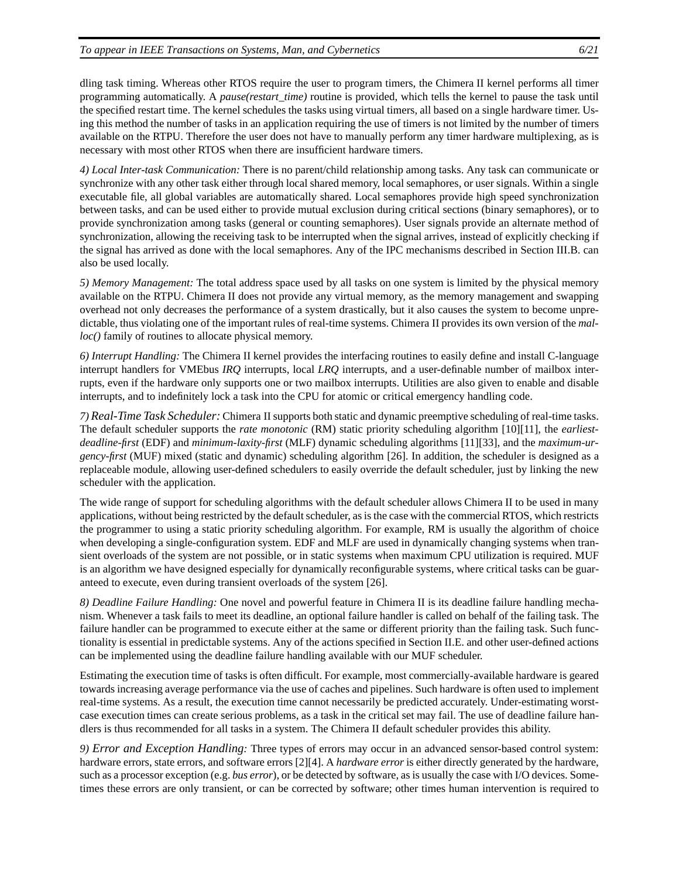dling task timing. Whereas other RTOS require the user to program timers, the Chimera II kernel performs all timer programming automatically. A *pause(restart_time)* routine is provided, which tells the kernel to pause the task until the specified restart time. The kernel schedules the tasks using virtual timers, all based on a single hardware timer. Using this method the number of tasks in an application requiring the use of timers is not limited by the number of timers available on the RTPU. Therefore the user does not have to manually perform any timer hardware multiplexing, as is necessary with most other RTOS when there are insufficient hardware timers.

*4) Local Inter-task Communication:* There is no parent/child relationship among tasks. Any task can communicate or synchronize with any other task either through local shared memory, local semaphores, or user signals. Within a single executable file, all global variables are automatically shared. Local semaphores provide high speed synchronization between tasks, and can be used either to provide mutual exclusion during critical sections (binary semaphores), or to provide synchronization among tasks (general or counting semaphores). User signals provide an alternate method of synchronization, allowing the receiving task to be interrupted when the signal arrives, instead of explicitly checking if the signal has arrived as done with the local semaphores. Any of the IPC mechanisms described in Section III.B. can also be used locally.

*5) Memory Management:* The total address space used by all tasks on one system is limited by the physical memory available on the RTPU. Chimera II does not provide any virtual memory, as the memory management and swapping overhead not only decreases the performance of a system drastically, but it also causes the system to become unpredictable, thus violating one of the important rules of real-time systems. Chimera II provides its own version of the *malloc()* family of routines to allocate physical memory.

*6) Interrupt Handling:* The Chimera II kernel provides the interfacing routines to easily define and install C-language interrupt handlers for VMEbus *IRQ* interrupts, local *LRQ* interrupts, and a user-definable number of mailbox interrupts, even if the hardware only supports one or two mailbox interrupts. Utilities are also given to enable and disable interrupts, and to indefinitely lock a task into the CPU for atomic or critical emergency handling code.

*7) Real-Time Task Scheduler:* Chimera II supports both static and dynamic preemptive scheduling of real-time tasks. The default scheduler supports the *rate monotonic* (RM) static priority scheduling algorithm [10][11], the *earliest-deadline-first* (EDF) and *minimum-laxity-first* (MLF) dynamic scheduling algorithms [11][33], and the *maximum-urgency-first* (MUF) mixed (static and dynamic) scheduling algorithm [26]. In addition, the scheduler is designed as a replaceable module, allowing user-defined schedulers to easily override the default scheduler, just by linking the new scheduler with the application.

The wide range of support for scheduling algorithms with the default scheduler allows Chimera II to be used in many applications, without being restricted by the default scheduler, as is the case with the commercial RTOS, which restricts the programmer to using a static priority scheduling algorithm. For example, RM is usually the algorithm of choice when developing a single-configuration system. EDF and MLF are used in dynamically changing systems when transient overloads of the system are not possible, or in static systems when maximum CPU utilization is required. MUF is an algorithm we have designed especially for dynamically reconfigurable systems, where critical tasks can be guaranteed to execute, even during transient overloads of the system [26].

*8) Deadline Failure Handling:* One novel and powerful feature in Chimera II is its deadline failure handling mechanism. Whenever a task fails to meet its deadline, an optional failure handler is called on behalf of the failing task. The failure handler can be programmed to execute either at the same or different priority than the failing task. Such functionality is essential in predictable systems. Any of the actions specified in Section II.E. and other user-defined actions can be implemented using the deadline failure handling available with our MUF scheduler.

Estimating the execution time of tasks is often difficult. For example, most commercially-available hardware is geared towards increasing average performance via the use of caches and pipelines. Such hardware is often used to implement real-time systems. As a result, the execution time cannot necessarily be predicted accurately. Under-estimating worst-case execution times can create serious problems, as a task in the critical set may fail. The use of deadline failure handlers is thus recommended for all tasks in a system. The Chimera II default scheduler provides this ability.

*9) Error and Exception Handling:* Three types of errors may occur in an advanced sensor-based control system: hardware errors, state errors, and software errors [2][4]. A *hardware error* is either directly generated by the hardware, such as a processor exception (e.g. *bus error*), or be detected by software, as is usually the case with I/O devices. Sometimes these errors are only transient, or can be corrected by software; other times human intervention is required to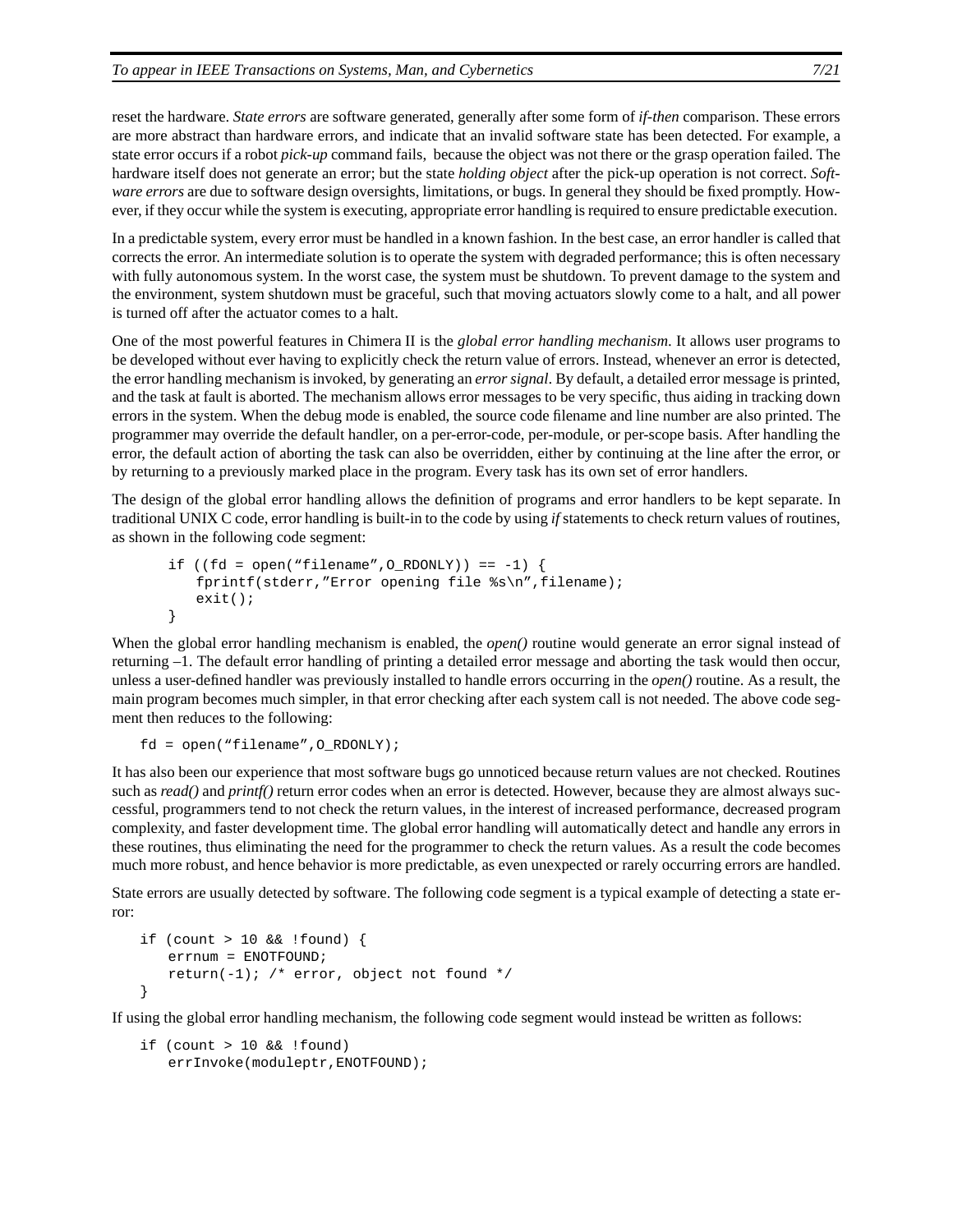reset the hardware. *State errors* are software generated, generally after some form of *if-then* comparison. These errors are more abstract than hardware errors, and indicate that an invalid software state has been detected. For example, a state error occurs if a robot *pick-up* command fails, because the object was not there or the grasp operation failed. The hardware itself does not generate an error; but the state *holding object* after the pick-up operation is not correct. *Software errors* are due to software design oversights, limitations, or bugs. In general they should be fixed promptly. However, if they occur while the system is executing, appropriate error handling is required to ensure predictable execution.

In a predictable system, every error must be handled in a known fashion. In the best case, an error handler is called that corrects the error. An intermediate solution is to operate the system with degraded performance; this is often necessary with fully autonomous system. In the worst case, the system must be shutdown. To prevent damage to the system and the environment, system shutdown must be graceful, such that moving actuators slowly come to a halt, and all power is turned off after the actuator comes to a halt.

One of the most powerful features in Chimera II is the *global error handling mechanism*. It allows user programs to be developed without ever having to explicitly check the return value of errors. Instead, whenever an error is detected, the error handling mechanism is invoked, by generating an *error signal*. By default, a detailed error message is printed, and the task at fault is aborted. The mechanism allows error messages to be very specific, thus aiding in tracking down errors in the system. When the debug mode is enabled, the source code filename and line number are also printed. The programmer may override the default handler, on a per-error-code, per-module, or per-scope basis. After handling the error, the default action of aborting the task can also be overridden, either by continuing at the line after the error, or by returning to a previously marked place in the program. Every task has its own set of error handlers.

The design of the global error handling allows the definition of programs and error handlers to be kept separate. In traditional UNIX C code, error handling is built-in to the code by using *if* statements to check return values of routines, as shown in the following code segment:

```
if ((fd = open("filename",O_RDONLY)) == -1) {
    fprintf(stderr,"Error opening file %s\n",filename);
    exit();
}
```

When the global error handling mechanism is enabled, the *open()* routine would generate an error signal instead of returning –1. The default error handling of printing a detailed error message and aborting the task would then occur, unless a user-defined handler was previously installed to handle errors occurring in the *open()* routine. As a result, the main program becomes much simpler, in that error checking after each system call is not needed. The above code segment then reduces to the following:

```
fd = open("filename",O_RDONLY);
```

It has also been our experience that most software bugs go unnoticed because return values are not checked. Routines such as *read()* and *printf()* return error codes when an error is detected. However, because they are almost always successful, programmers tend to not check the return values, in the interest of increased performance, decreased program complexity, and faster development time. The global error handling will automatically detect and handle any errors in these routines, thus eliminating the need for the programmer to check the return values. As a result the code becomes much more robust, and hence behavior is more predictable, as even unexpected or rarely occurring errors are handled.

State errors are usually detected by software. The following code segment is a typical example of detecting a state error:

```
if (count > 10 && !found) {
    errnum = ENOTFOUND;
    return(-1); /* error, object not found */
}
```

If using the global error handling mechanism, the following code segment would instead be written as follows:

```
if (count > 10 && !found)
    errInvoke(moduleptr,ENOTFOUND);
```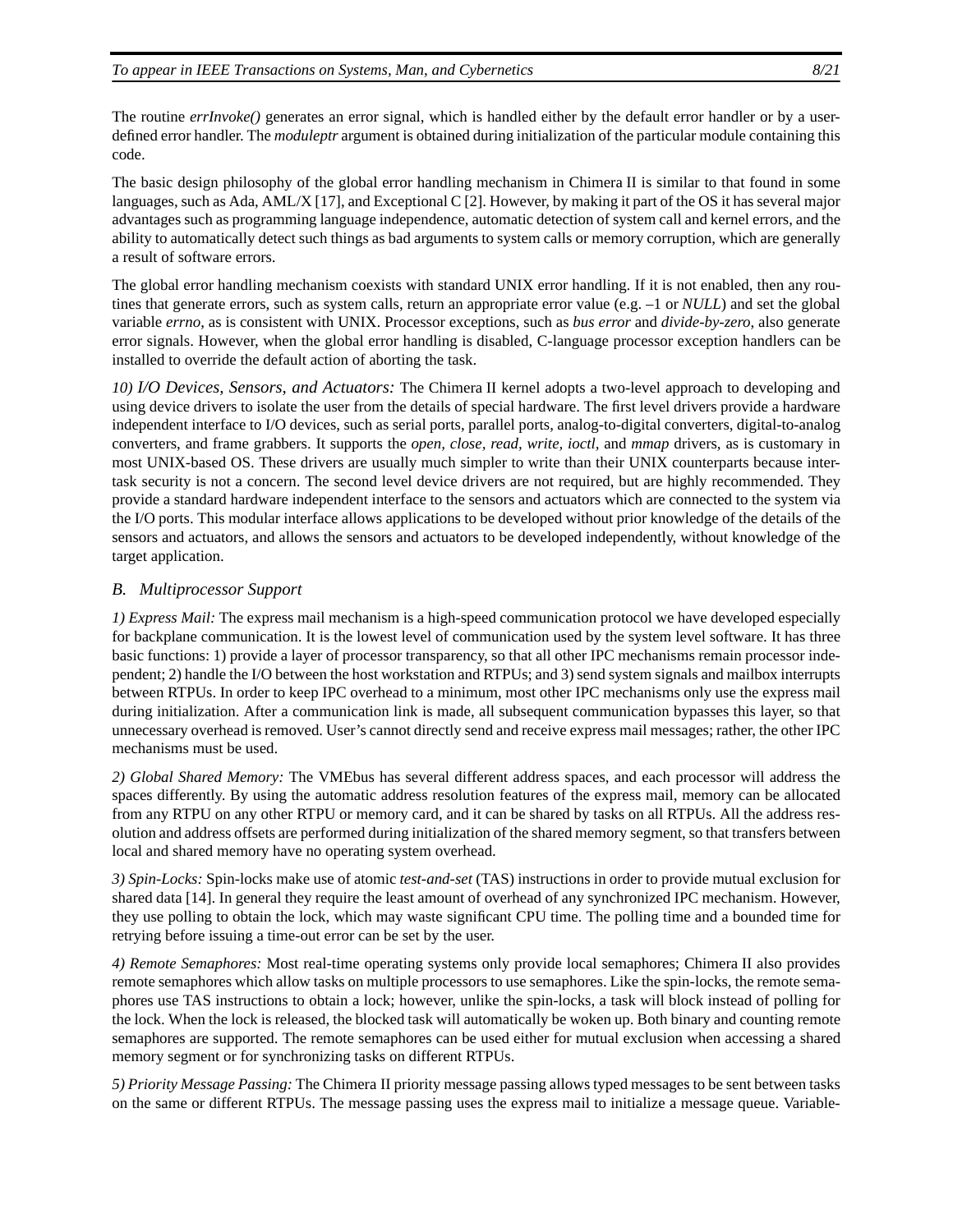The routine *errInvoke()* generates an error signal, which is handled either by the default error handler or by a user-defined error handler. The *moduleptr* argument is obtained during initialization of the particular module containing this code.

The basic design philosophy of the global error handling mechanism in Chimera II is similar to that found in some languages, such as Ada, AML/X [17], and Exceptional C [2]. However, by making it part of the OS it has several major advantages such as programming language independence, automatic detection of system call and kernel errors, and the ability to automatically detect such things as bad arguments to system calls or memory corruption, which are generally a result of software errors.

The global error handling mechanism coexists with standard UNIX error handling. If it is not enabled, then any routines that generate errors, such as system calls, return an appropriate error value (e.g. –1 or *NULL*) and set the global variable *errno*, as is consistent with UNIX. Processor exceptions, such as *bus error* and *divide-by-zero*, also generate error signals. However, when the global error handling is disabled, C-language processor exception handlers can be installed to override the default action of aborting the task.

*10) I/O Devices, Sensors, and Actuators:* The Chimera II kernel adopts a two-level approach to developing and using device drivers to isolate the user from the details of special hardware. The first level drivers provide a hardware independent interface to I/O devices, such as serial ports, parallel ports, analog-to-digital converters, digital-to-analog converters, and frame grabbers. It supports the *open, close, read, write, ioctl,* and *mmap* drivers, as is customary in most UNIX-based OS. These drivers are usually much simpler to write than their UNIX counterparts because inter-task security is not a concern. The second level device drivers are not required, but are highly recommended. They provide a standard hardware independent interface to the sensors and actuators which are connected to the system via the I/O ports. This modular interface allows applications to be developed without prior knowledge of the details of the sensors and actuators, and allows the sensors and actuators to be developed independently, without knowledge of the target application.

### *B. Multiprocessor Support*

*1) Express Mail:* The express mail mechanism is a high-speed communication protocol we have developed especially for backplane communication. It is the lowest level of communication used by the system level software. It has three basic functions: 1) provide a layer of processor transparency, so that all other IPC mechanisms remain processor independent; 2) handle the I/O between the host workstation and RTPUs; and 3) send system signals and mailbox interrupts between RTPUs. In order to keep IPC overhead to a minimum, most other IPC mechanisms only use the express mail during initialization. After a communication link is made, all subsequent communication bypasses this layer, so that unnecessary overhead is removed. User's cannot directly send and receive express mail messages; rather, the other IPC mechanisms must be used.

*2) Global Shared Memory:* The VMEbus has several different address spaces, and each processor will address the spaces differently. By using the automatic address resolution features of the express mail, memory can be allocated from any RTPU on any other RTPU or memory card, and it can be shared by tasks on all RTPUs. All the address resolution and address offsets are performed during initialization of the shared memory segment, so that transfers between local and shared memory have no operating system overhead.

*3) Spin-Locks:* Spin-locks make use of atomic *test-and-set* (TAS) instructions in order to provide mutual exclusion for shared data [14]. In general they require the least amount of overhead of any synchronized IPC mechanism. However, they use polling to obtain the lock, which may waste significant CPU time. The polling time and a bounded time for retrying before issuing a time-out error can be set by the user.

*4) Remote Semaphores:* Most real-time operating systems only provide local semaphores; Chimera II also provides remote semaphores which allow tasks on multiple processors to use semaphores. Like the spin-locks, the remote semaphores use TAS instructions to obtain a lock; however, unlike the spin-locks, a task will block instead of polling for the lock. When the lock is released, the blocked task will automatically be woken up. Both binary and counting remote semaphores are supported. The remote semaphores can be used either for mutual exclusion when accessing a shared memory segment or for synchronizing tasks on different RTPUs.

*5) Priority Message Passing:* The Chimera II priority message passing allows typed messages to be sent between tasks on the same or different RTPUs. The message passing uses the express mail to initialize a message queue. Variable-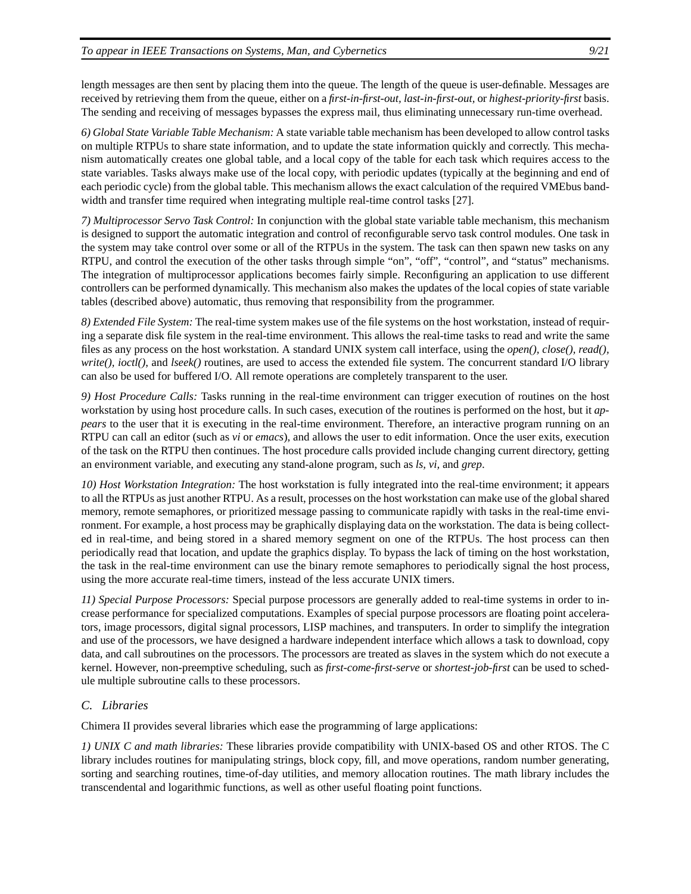length messages are then sent by placing them into the queue. The length of the queue is user-definable. Messages are received by retrieving them from the queue, either on a *first-in-first-out*, *last-in-first-out*, or *highest-priority-first* basis. The sending and receiving of messages bypasses the express mail, thus eliminating unnecessary run-time overhead.

*6) Global State Variable Table Mechanism:* A state variable table mechanism has been developed to allow control tasks on multiple RTPUs to share state information, and to update the state information quickly and correctly. This mechanism automatically creates one global table, and a local copy of the table for each task which requires access to the state variables. Tasks always make use of the local copy, with periodic updates (typically at the beginning and end of each periodic cycle) from the global table. This mechanism allows the exact calculation of the required VMEbus bandwidth and transfer time required when integrating multiple real-time control tasks [27].

*7) Multiprocessor Servo Task Control:* In conjunction with the global state variable table mechanism, this mechanism is designed to support the automatic integration and control of reconfigurable servo task control modules. One task in the system may take control over some or all of the RTPUs in the system. The task can then spawn new tasks on any RTPU, and control the execution of the other tasks through simple "on", "off", "control", and "status" mechanisms. The integration of multiprocessor applications becomes fairly simple. Reconfiguring an application to use different controllers can be performed dynamically. This mechanism also makes the updates of the local copies of state variable tables (described above) automatic, thus removing that responsibility from the programmer.

*8) Extended File System:* The real-time system makes use of the file systems on the host workstation, instead of requiring a separate disk file system in the real-time environment. This allows the real-time tasks to read and write the same files as any process on the host workstation. A standard UNIX system call interface, using the *open(), close(), read(), write(), ioctl(),* and *lseek()* routines, are used to access the extended file system. The concurrent standard I/O library can also be used for buffered I/O. All remote operations are completely transparent to the user.

*9) Host Procedure Calls:* Tasks running in the real-time environment can trigger execution of routines on the host workstation by using host procedure calls. In such cases, execution of the routines is performed on the host, but it *appears* to the user that it is executing in the real-time environment. Therefore, an interactive program running on an RTPU can call an editor (such as *vi* or *emacs*), and allows the user to edit information. Once the user exits, execution of the task on the RTPU then continues. The host procedure calls provided include changing current directory, getting an environment variable, and executing any stand-alone program, such as *ls*, *vi*, and *grep*.

*10) Host Workstation Integration:* The host workstation is fully integrated into the real-time environment; it appears to all the RTPUs as just another RTPU. As a result, processes on the host workstation can make use of the global shared memory, remote semaphores, or prioritized message passing to communicate rapidly with tasks in the real-time environment. For example, a host process may be graphically displaying data on the workstation. The data is being collected in real-time, and being stored in a shared memory segment on one of the RTPUs. The host process can then periodically read that location, and update the graphics display. To bypass the lack of timing on the host workstation, the task in the real-time environment can use the binary remote semaphores to periodically signal the host process, using the more accurate real-time timers, instead of the less accurate UNIX timers.

*11) Special Purpose Processors:* Special purpose processors are generally added to real-time systems in order to increase performance for specialized computations. Examples of special purpose processors are floating point accelerators, image processors, digital signal processors, LISP machines, and transputers. In order to simplify the integration and use of the processors, we have designed a hardware independent interface which allows a task to download, copy data, and call subroutines on the processors. The processors are treated as slaves in the system which do not execute a kernel. However, non-preemptive scheduling, such as *first-come-first-serve* or *shortest-job-first* can be used to schedule multiple subroutine calls to these processors.

### C. Libraries

Chimera II provides several libraries which ease the programming of large applications:

*1) UNIX C and math libraries:* These libraries provide compatibility with UNIX-based OS and other RTOS. The C library includes routines for manipulating strings, block copy, fill, and move operations, random number generating, sorting and searching routines, time-of-day utilities, and memory allocation routines. The math library includes the transcendental and logarithmic functions, as well as other useful floating point functions.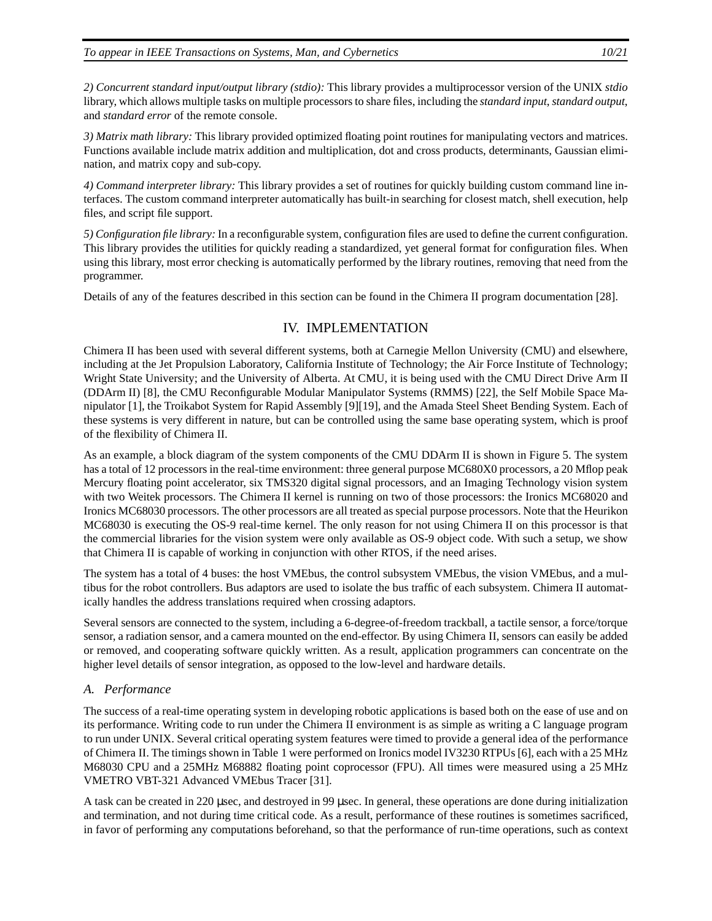*2) Concurrent standard input/output library (stdio):* This library provides a multiprocessor version of the UNIX *stdio* library, which allows multiple tasks on multiple processors to share files, including the *standard input*, *standard output*, and *standard error* of the remote console.

*3) Matrix math library:* This library provided optimized floating point routines for manipulating vectors and matrices. Functions available include matrix addition and multiplication, dot and cross products, determinants, Gaussian elimination, and matrix copy and sub-copy.

*4) Command interpreter library:* This library provides a set of routines for quickly building custom command line interfaces. The custom command interpreter automatically has built-in searching for closest match, shell execution, help files, and script file support.

*5) Configuration file library:* In a reconfigurable system, configuration files are used to define the current configuration. This library provides the utilities for quickly reading a standardized, yet general format for configuration files. When using this library, most error checking is automatically performed by the library routines, removing that need from the programmer.

Details of any of the features described in this section can be found in the Chimera II program documentation [28].

## IV. IMPLEMENTATION

Chimera II has been used with several different systems, both at Carnegie Mellon University (CMU) and elsewhere, including at the Jet Propulsion Laboratory, California Institute of Technology; the Air Force Institute of Technology; Wright State University; and the University of Alberta. At CMU, it is being used with the CMU Direct Drive Arm II (DDArm II) [8], the CMU Reconfigurable Modular Manipulator Systems (RMMS) [22], the Self Mobile Space Manipulator [1], the Troikabot System for Rapid Assembly [9][19], and the Amada Steel Sheet Bending System. Each of these systems is very different in nature, but can be controlled using the same base operating system, which is proof of the flexibility of Chimera II.

As an example, a block diagram of the system components of the CMU DDArm II is shown in Figure 5. The system has a total of 12 processors in the real-time environment: three general purpose MC680X0 processors, a 20 Mflop peak Mercury floating point accelerator, six TMS320 digital signal processors, and an Imaging Technology vision system with two Weitek processors. The Chimera II kernel is running on two of those processors: the Ironics MC68020 and Ironics MC68030 processors. The other processors are all treated as special purpose processors. Note that the Heurikon MC68030 is executing the OS-9 real-time kernel. The only reason for not using Chimera II on this processor is that the commercial libraries for the vision system were only available as OS-9 object code. With such a setup, we show that Chimera II is capable of working in conjunction with other RTOS, if the need arises.

The system has a total of 4 buses: the host VMEbus, the control subsystem VMEbus, the vision VMEbus, and a multibus for the robot controllers. Bus adaptors are used to isolate the bus traffic of each subsystem. Chimera II automatically handles the address translations required when crossing adaptors.

Several sensors are connected to the system, including a 6-degree-of-freedom trackball, a tactile sensor, a force/torque sensor, a radiation sensor, and a camera mounted on the end-effector. By using Chimera II, sensors can easily be added or removed, and cooperating software quickly written. As a result, application programmers can concentrate on the higher level details of sensor integration, as opposed to the low-level and hardware details.

### A. Performance

The success of a real-time operating system in developing robotic applications is based both on the ease of use and on its performance. Writing code to run under the Chimera II environment is as simple as writing a C language program to run under UNIX. Several critical operating system features were timed to provide a general idea of the performance of Chimera II. The timings shown in Table 1 were performed on Ironics model IV3230 RTPUs [6], each with a 25 MHz M68030 CPU and a 25MHz M68882 floating point coprocessor (FPU). All times were measured using a 25 MHz VMETRO VBT-321 Advanced VMEbus Tracer [31].

A task can be created in 220 μsec, and destroyed in 99 μsec. In general, these operations are done during initialization and termination, and not during time critical code. As a result, performance of these routines is sometimes sacrificed, in favor of performing any computations beforehand, so that the performance of run-time operations, such as context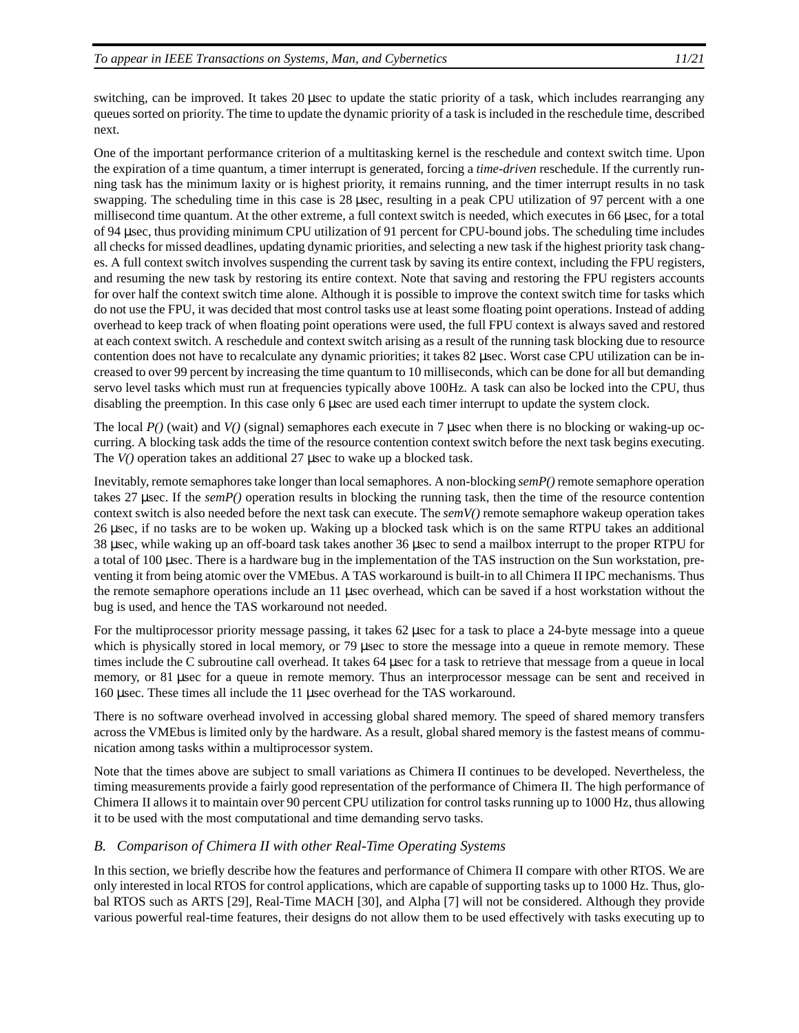switching, can be improved. It takes 20 µsec to update the static priority of a task, which includes rearranging any queues sorted on priority. The time to update the dynamic priority of a task is included in the reschedule time, described next.

One of the important performance criterion of a multitasking kernel is the reschedule and context switch time. Upon the expiration of a time quantum, a timer interrupt is generated, forcing a *time-driven* reschedule. If the currently running task has the minimum laxity or is highest priority, it remains running, and the timer interrupt results in no task swapping. The scheduling time in this case is 28 µsec, resulting in a peak CPU utilization of 97 percent with a one millisecond time quantum. At the other extreme, a full context switch is needed, which executes in 66 µsec, for a total of 94 µsec, thus providing minimum CPU utilization of 91 percent for CPU-bound jobs. The scheduling time includes all checks for missed deadlines, updating dynamic priorities, and selecting a new task if the highest priority task changes. A full context switch involves suspending the current task by saving its entire context, including the FPU registers, and resuming the new task by restoring its entire context. Note that saving and restoring the FPU registers accounts for over half the context switch time alone. Although it is possible to improve the context switch time for tasks which do not use the FPU, it was decided that most control tasks use at least some floating point operations. Instead of adding overhead to keep track of when floating point operations were used, the full FPU context is always saved and restored at each context switch. A reschedule and context switch arising as a result of the running task blocking due to resource contention does not have to recalculate any dynamic priorities; it takes 82 µsec. Worst case CPU utilization can be increased to over 99 percent by increasing the time quantum to 10 milliseconds, which can be done for all but demanding servo level tasks which must run at frequencies typically above 100Hz. A task can also be locked into the CPU, thus disabling the preemption. In this case only 6 µsec are used each timer interrupt to update the system clock.

The local *P()* (wait) and *V()* (signal) semaphores each execute in 7 µsec when there is no blocking or waking-up occurring. A blocking task adds the time of the resource contention context switch before the next task begins executing. The *V()* operation takes an additional 27 µsec to wake up a blocked task.

Inevitably, remote semaphores take longer than local semaphores. A non-blocking *semP()* remote semaphore operation takes 27 µsec. If the *semP()* operation results in blocking the running task, then the time of the resource contention context switch is also needed before the next task can execute. The *semV()* remote semaphore wakeup operation takes 26 µsec, if no tasks are to be woken up. Waking up a blocked task which is on the same RTPU takes an additional 38 µsec, while waking up an off-board task takes another 36 µsec to send a mailbox interrupt to the proper RTPU for a total of 100 µsec. There is a hardware bug in the implementation of the TAS instruction on the Sun workstation, preventing it from being atomic over the VMEbus. A TAS workaround is built-in to all Chimera II IPC mechanisms. Thus the remote semaphore operations include an 11 µsec overhead, which can be saved if a host workstation without the bug is used, and hence the TAS workaround not needed.

For the multiprocessor priority message passing, it takes 62 µsec for a task to place a 24-byte message into a queue which is physically stored in local memory, or 79 µsec to store the message into a queue in remote memory. These times include the C subroutine call overhead. It takes 64 µsec for a task to retrieve that message from a queue in local memory, or 81 µsec for a queue in remote memory. Thus an interprocessor message can be sent and received in 160 µsec. These times all include the 11 µsec overhead for the TAS workaround.

There is no software overhead involved in accessing global shared memory. The speed of shared memory transfers across the VMEbus is limited only by the hardware. As a result, global shared memory is the fastest means of communication among tasks within a multiprocessor system.

Note that the times above are subject to small variations as Chimera II continues to be developed. Nevertheless, the timing measurements provide a fairly good representation of the performance of Chimera II. The high performance of Chimera II allows it to maintain over 90 percent CPU utilization for control tasks running up to 1000 Hz, thus allowing it to be used with the most computational and time demanding servo tasks.

### *B. Comparison of Chimera II with other Real-Time Operating Systems*

In this section, we briefly describe how the features and performance of Chimera II compare with other RTOS. We are only interested in local RTOS for control applications, which are capable of supporting tasks up to 1000 Hz. Thus, global RTOS such as ARTS [29], Real-Time MACH [30], and Alpha [7] will not be considered. Although they provide various powerful real-time features, their designs do not allow them to be used effectively with tasks executing up to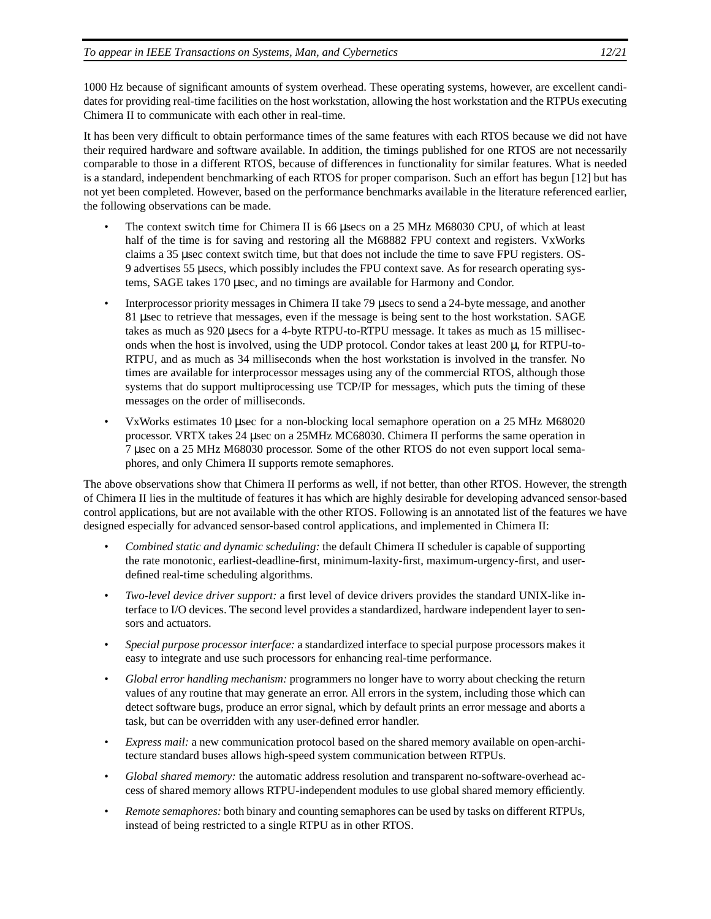1000 Hz because of significant amounts of system overhead. These operating systems, however, are excellent candidates for providing real-time facilities on the host workstation, allowing the host workstation and the RTPUs executing Chimera II to communicate with each other in real-time.

It has been very difficult to obtain performance times of the same features with each RTOS because we did not have their required hardware and software available. In addition, the timings published for one RTOS are not necessarily comparable to those in a different RTOS, because of differences in functionality for similar features. What is needed is a standard, independent benchmarking of each RTOS for proper comparison. Such an effort has begun [12] but has not yet been completed. However, based on the performance benchmarks available in the literature referenced earlier, the following observations can be made.

- The context switch time for Chimera II is 66 μsecs on a 25 MHz M68030 CPU, of which at least half of the time is for saving and restoring all the M68882 FPU context and registers. VxWorks claims a 35 μsec context switch time, but that does not include the time to save FPU registers. OS-9 advertises 55 μsecs, which possibly includes the FPU context save. As for research operating systems, SAGE takes 170 μsec, and no timings are available for Harmony and Condor.
- Interprocessor priority messages in Chimera II take 79 μsecs to send a 24-byte message, and another 81 μsec to retrieve that messages, even if the message is being sent to the host workstation. SAGE takes as much as 920 μsecs for a 4-byte RTPU-to-RTPU message. It takes as much as 15 milliseconds when the host is involved, using the UDP protocol. Condor takes at least 200 μ, for RTPU-to-RTPU, and as much as 34 milliseconds when the host workstation is involved in the transfer. No times are available for interprocessor messages using any of the commercial RTOS, although those systems that do support multiprocessing use TCP/IP for messages, which puts the timing of these messages on the order of milliseconds.
- VxWorks estimates 10 μsec for a non-blocking local semaphore operation on a 25 MHz M68020 processor. VRTX takes 24 μsec on a 25MHz MC68030. Chimera II performs the same operation in 7 μsec on a 25 MHz M68030 processor. Some of the other RTOS do not even support local semaphores, and only Chimera II supports remote semaphores.

The above observations show that Chimera II performs as well, if not better, than other RTOS. However, the strength of Chimera II lies in the multitude of features it has which are highly desirable for developing advanced sensor-based control applications, but are not available with the other RTOS. Following is an annotated list of the features we have designed especially for advanced sensor-based control applications, and implemented in Chimera II:

- *Combined static and dynamic scheduling:* the default Chimera II scheduler is capable of supporting the rate monotonic, earliest-deadline-first, minimum-laxity-first, maximum-urgency-first, and user-defined real-time scheduling algorithms.
- *Two-level device driver support:* a first level of device drivers provides the standard UNIX-like interface to I/O devices. The second level provides a standardized, hardware independent layer to sensors and actuators.
- *Special purpose processor interface:* a standardized interface to special purpose processors makes it easy to integrate and use such processors for enhancing real-time performance.
- *Global error handling mechanism:* programmers no longer have to worry about checking the return values of any routine that may generate an error. All errors in the system, including those which can detect software bugs, produce an error signal, which by default prints an error message and aborts a task, but can be overridden with any user-defined error handler.
- *Express mail:* a new communication protocol based on the shared memory available on open-architecture standard buses allows high-speed system communication between RTPUs.
- *Global shared memory:* the automatic address resolution and transparent no-software-overhead access of shared memory allows RTPU-independent modules to use global shared memory efficiently.
- *Remote semaphores:* both binary and counting semaphores can be used by tasks on different RTPUs, instead of being restricted to a single RTPU as in other RTOS.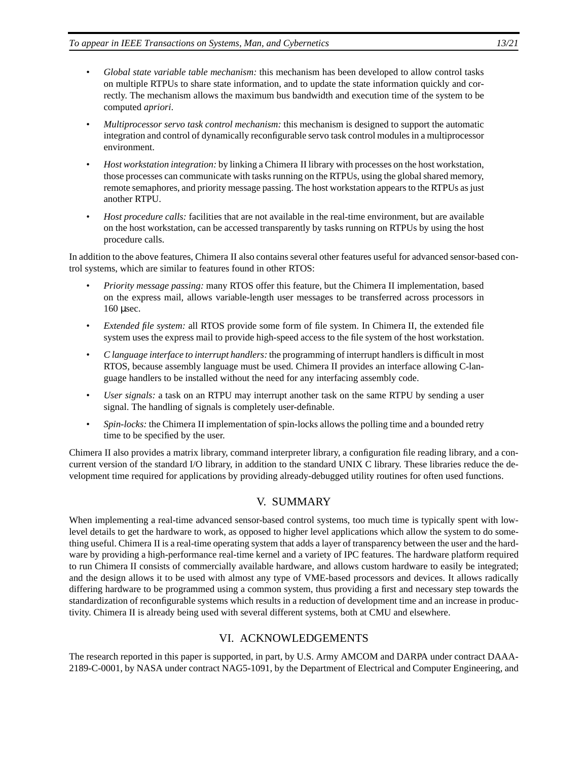- *Global state variable table mechanism:* this mechanism has been developed to allow control tasks on multiple RTPUs to share state information, and to update the state information quickly and correctly. The mechanism allows the maximum bus bandwidth and execution time of the system to be computed *apriori*.
- *Multiprocessor servo task control mechanism:* this mechanism is designed to support the automatic integration and control of dynamically reconfigurable servo task control modules in a multiprocessor environment.
- *Host workstation integration:* by linking a Chimera II library with processes on the host workstation, those processes can communicate with tasks running on the RTPUs, using the global shared memory, remote semaphores, and priority message passing. The host workstation appears to the RTPUs as just another RTPU.
- *Host procedure calls:* facilities that are not available in the real-time environment, but are available on the host workstation, can be accessed transparently by tasks running on RTPUs by using the host procedure calls.

In addition to the above features, Chimera II also contains several other features useful for advanced sensor-based control systems, which are similar to features found in other RTOS:

- *Priority message passing:* many RTOS offer this feature, but the Chimera II implementation, based on the express mail, allows variable-length user messages to be transferred across processors in 160 μsec.
- *Extended file system:* all RTOS provide some form of file system. In Chimera II, the extended file system uses the express mail to provide high-speed access to the file system of the host workstation.
- *C language interface to interrupt handlers:* the programming of interrupt handlers is difficult in most RTOS, because assembly language must be used. Chimera II provides an interface allowing C-language handlers to be installed without the need for any interfacing assembly code.
- *User signals:* a task on an RTPU may interrupt another task on the same RTPU by sending a user signal. The handling of signals is completely user-definable.
- *Spin-locks:* the Chimera II implementation of spin-locks allows the polling time and a bounded retry time to be specified by the user.

Chimera II also provides a matrix library, command interpreter library, a configuration file reading library, and a concurrent version of the standard I/O library, in addition to the standard UNIX C library. These libraries reduce the development time required for applications by providing already-debugged utility routines for often used functions.

## V. SUMMARY

When implementing a real-time advanced sensor-based control systems, too much time is typically spent with low-level details to get the hardware to work, as opposed to higher level applications which allow the system to do something useful. Chimera II is a real-time operating system that adds a layer of transparency between the user and the hardware by providing a high-performance real-time kernel and a variety of IPC features. The hardware platform required to run Chimera II consists of commercially available hardware, and allows custom hardware to easily be integrated; and the design allows it to be used with almost any type of VME-based processors and devices. It allows radically differing hardware to be programmed using a common system, thus providing a first and necessary step towards the standardization of reconfigurable systems which results in a reduction of development time and an increase in productivity. Chimera II is already being used with several different systems, both at CMU and elsewhere.

## VI. ACKNOWLEDGEMENTS

The research reported in this paper is supported, in part, by U.S. Army AMCOM and DARPA under contract DAAA-2189-C-0001, by NASA under contract NAG5-1091, by the Department of Electrical and Computer Engineering, and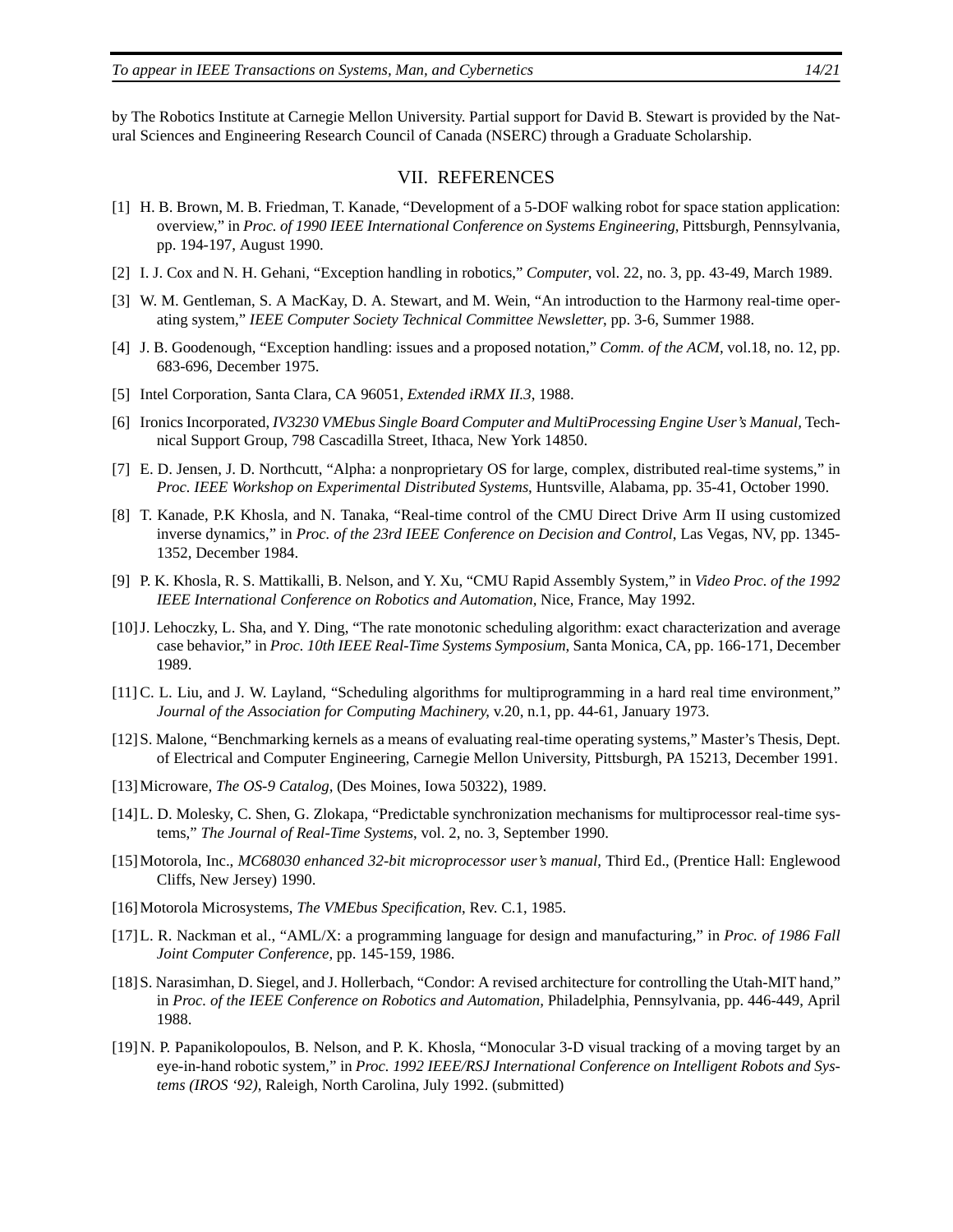by The Robotics Institute at Carnegie Mellon University. Partial support for David B. Stewart is provided by the Natural Sciences and Engineering Research Council of Canada (NSERC) through a Graduate Scholarship.

## VII. REFERENCES

[1] H. B. Brown, M. B. Friedman, T. Kanade, "Development of a 5-DOF walking robot for space station application: overview," in *Proc. of 1990 IEEE International Conference on Systems Engineering*, Pittsburgh, Pennsylvania, pp. 194-197, August 1990.

[2] I. J. Cox and N. H. Gehani, "Exception handling in robotics," *Computer*, vol. 22, no. 3, pp. 43-49, March 1989.

[3] W. M. Gentleman, S. A MacKay, D. A. Stewart, and M. Wein, "An introduction to the Harmony real-time operating system," *IEEE Computer Society Technical Committee Newsletter*, pp. 3-6, Summer 1988.

[4] J. B. Goodenough, "Exception handling: issues and a proposed notation," *Comm. of the ACM*, vol.18, no. 12, pp. 683-696, December 1975.

[5] Intel Corporation, Santa Clara, CA 96051, *Extended iRMX II.3*, 1988.

[6] Ironics Incorporated, *IV3230 VMEbus Single Board Computer and MultiProcessing Engine User's Manual*, Technical Support Group, 798 Cascadilla Street, Ithaca, New York 14850.

[7] E. D. Jensen, J. D. Northcutt, "Alpha: a nonproprietary OS for large, complex, distributed real-time systems," in *Proc. IEEE Workshop on Experimental Distributed Systems*, Huntsville, Alabama, pp. 35-41, October 1990.

[8] T. Kanade, P.K Khosla, and N. Tanaka, "Real-time control of the CMU Direct Drive Arm II using customized inverse dynamics," in *Proc. of the 23rd IEEE Conference on Decision and Control*, Las Vegas, NV, pp. 1345-1352, December 1984.

[9] P. K. Khosla, R. S. Mattikalli, B. Nelson, and Y. Xu, "CMU Rapid Assembly System," in *Video Proc. of the 1992 IEEE International Conference on Robotics and Automation,* Nice, France, May 1992.

[10] J. Lehoczky, L. Sha, and Y. Ding, "The rate monotonic scheduling algorithm: exact characterization and average case behavior," in *Proc. 10th IEEE Real-Time Systems Symposium*, Santa Monica, CA, pp. 166-171, December 1989.

[11] C. L. Liu, and J. W. Layland, "Scheduling algorithms for multiprogramming in a hard real time environment," *Journal of the Association for Computing Machinery*, v.20, n.1, pp. 44-61, January 1973.

[12] S. Malone, "Benchmarking kernels as a means of evaluating real-time operating systems," Master's Thesis, Dept. of Electrical and Computer Engineering, Carnegie Mellon University, Pittsburgh, PA 15213, December 1991.

[13] Microware, *The OS-9 Catalog*, (Des Moines, Iowa 50322), 1989.

[14] L. D. Molesky, C. Shen, G. Zlokapa, "Predictable synchronization mechanisms for multiprocessor real-time systems," *The Journal of Real-Time Systems*, vol. 2, no. 3, September 1990.

[15] Motorola, Inc., *MC68030 enhanced 32-bit microprocessor user's manual*, Third Ed., (Prentice Hall: Englewood Cliffs, New Jersey) 1990.

[16] Motorola Microsystems, *The VMEbus Specification*, Rev. C.1, 1985.

[17] L. R. Nackman et al., "AML/X: a programming language for design and manufacturing," in *Proc. of 1986 Fall Joint Computer Conference,* pp. 145-159, 1986.

[18] S. Narasimhan, D. Siegel, and J. Hollerbach, "Condor: A revised architecture for controlling the Utah-MIT hand," in *Proc. of the IEEE Conference on Robotics and Automation*, Philadelphia, Pennsylvania, pp. 446-449, April 1988.

[19] N. P. Papanikolopoulos, B. Nelson, and P. K. Khosla, "Monocular 3-D visual tracking of a moving target by an eye-in-hand robotic system," in *Proc. 1992 IEEE/RSJ International Conference on Intelligent Robots and Systems (IROS '92)*, Raleigh, North Carolina, July 1992. (submitted)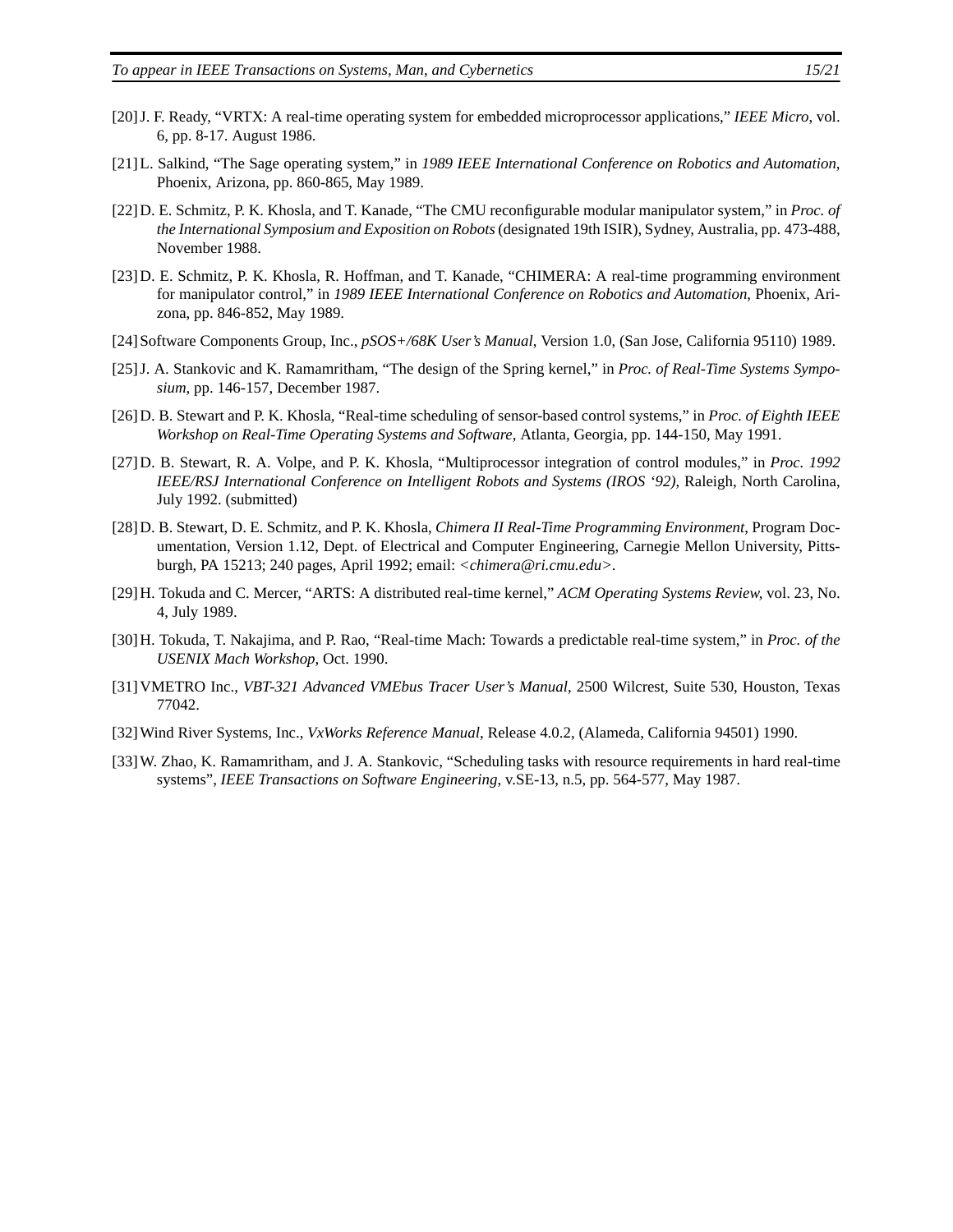[20] J. F. Ready, "VRTX: A real-time operating system for embedded microprocessor applications," *IEEE Micro*, vol. 6, pp. 8-17. August 1986.

[21] L. Salkind, "The Sage operating system," in *1989 IEEE International Conference on Robotics and Automation*, Phoenix, Arizona, pp. 860-865, May 1989.

[22] D. E. Schmitz, P. K. Khosla, and T. Kanade, "The CMU reconfigurable modular manipulator system," in *Proc. of the International Symposium and Exposition on Robots* (designated 19th ISIR), Sydney, Australia, pp. 473-488, November 1988.

[23] D. E. Schmitz, P. K. Khosla, R. Hoffman, and T. Kanade, "CHIMERA: A real-time programming environment for manipulator control," in *1989 IEEE International Conference on Robotics and Automation*, Phoenix, Arizona, pp. 846-852, May 1989.

[24] Software Components Group, Inc., *pSOS+/68K User's Manual*, Version 1.0, (San Jose, California 95110) 1989.

[25] J. A. Stankovic and K. Ramamritham, "The design of the Spring kernel," in *Proc. of Real-Time Systems Symposium*, pp. 146-157, December 1987.

[26] D. B. Stewart and P. K. Khosla, "Real-time scheduling of sensor-based control systems," in *Proc. of Eighth IEEE Workshop on Real-Time Operating Systems and Software*, Atlanta, Georgia, pp. 144-150, May 1991.

[27] D. B. Stewart, R. A. Volpe, and P. K. Khosla, "Multiprocessor integration of control modules," in *Proc. 1992 IEEE/RSJ International Conference on Intelligent Robots and Systems (IROS '92)*, Raleigh, North Carolina, July 1992. (submitted)

[28] D. B. Stewart, D. E. Schmitz, and P. K. Khosla, *Chimera II Real-Time Programming Environment*, Program Documentation, Version 1.12, Dept. of Electrical and Computer Engineering, Carnegie Mellon University, Pittsburgh, PA 15213; 240 pages, April 1992; email: *<chimera@ri.cmu.edu>*.

[29] H. Tokuda and C. Mercer, "ARTS: A distributed real-time kernel," *ACM Operating Systems Review*, vol. 23, No. 4, July 1989.

[30] H. Tokuda, T. Nakajima, and P. Rao, "Real-time Mach: Towards a predictable real-time system," in *Proc. of the USENIX Mach Workshop*, Oct. 1990.

[31] VMETRO Inc., *VBT-321 Advanced VMEbus Tracer User's Manual*, 2500 Wilcrest, Suite 530, Houston, Texas 77042.

[32] Wind River Systems, Inc., *VxWorks Reference Manual*, Release 4.0.2, (Alameda, California 94501) 1990.

[33] W. Zhao, K. Ramamritham, and J. A. Stankovic, "Scheduling tasks with resource requirements in hard real-time systems", *IEEE Transactions on Software Engineering*, v.SE-13, n.5, pp. 564-577, May 1987.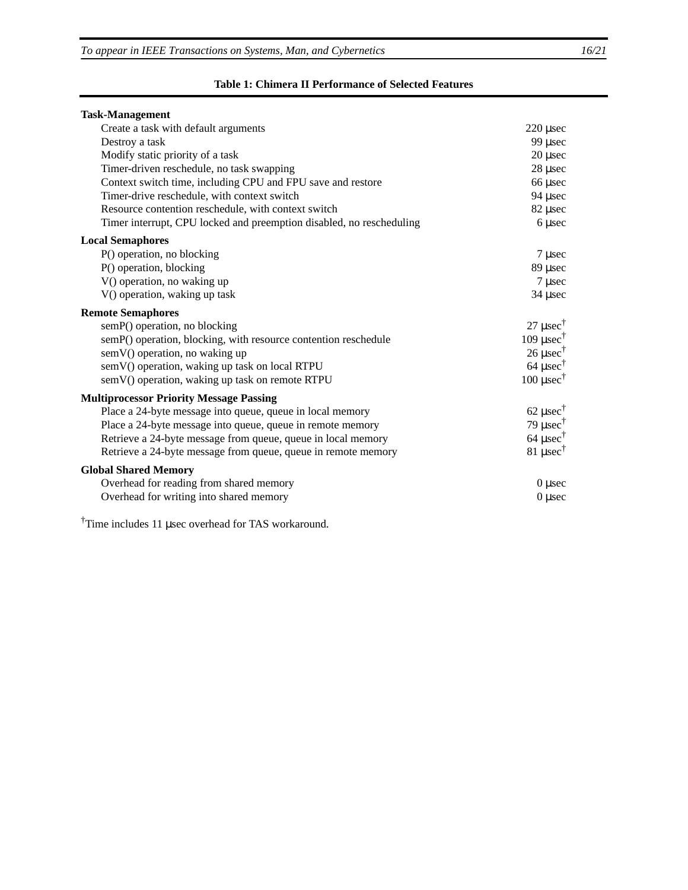**Table 1: Chimera II Performance of Selected Features**

| | |
|---|---|
| **Task-Management** | |
| Create a task with default arguments | 220 μsec |
| Destroy a task | 99 μsec |
| Modify static priority of a task | 20 μsec |
| Timer-driven reschedule, no task swapping | 28 μsec |
| Context switch time, including CPU and FPU save and restore | 66 μsec |
| Timer-drive reschedule, with context switch | 94 μsec |
| Resource contention reschedule, with context switch | 82 μsec |
| Timer interrupt, CPU locked and preemption disabled, no rescheduling | 6 μsec |
| **Local Semaphores** | |
| P() operation, no blocking | 7 μsec |
| P() operation, blocking | 89 μsec |
| V() operation, no waking up | 7 μsec |
| V() operation, waking up task | 34 μsec |
| **Remote Semaphores** | |
| semP() operation, no blocking | 27 μsec† |
| semP() operation, blocking, with resource contention reschedule | 109 μsec† |
| semV() operation, no waking up | 26 μsec† |
| semV() operation, waking up task on local RTPU | 64 μsec† |
| semV() operation, waking up task on remote RTPU | 100 μsec† |
| **Multiprocessor Priority Message Passing** | |
| Place a 24-byte message into queue, queue in local memory | 62 μsec† |
| Place a 24-byte message into queue, queue in remote memory | 79 μsec† |
| Retrieve a 24-byte message from queue, queue in local memory | 64 μsec† |
| Retrieve a 24-byte message from queue, queue in remote memory | 81 μsec† |
| **Global Shared Memory** | |
| Overhead for reading from shared memory | 0 μsec |
| Overhead for writing into shared memory | 0 μsec |

†Time includes 11 μsec overhead for TAS workaround.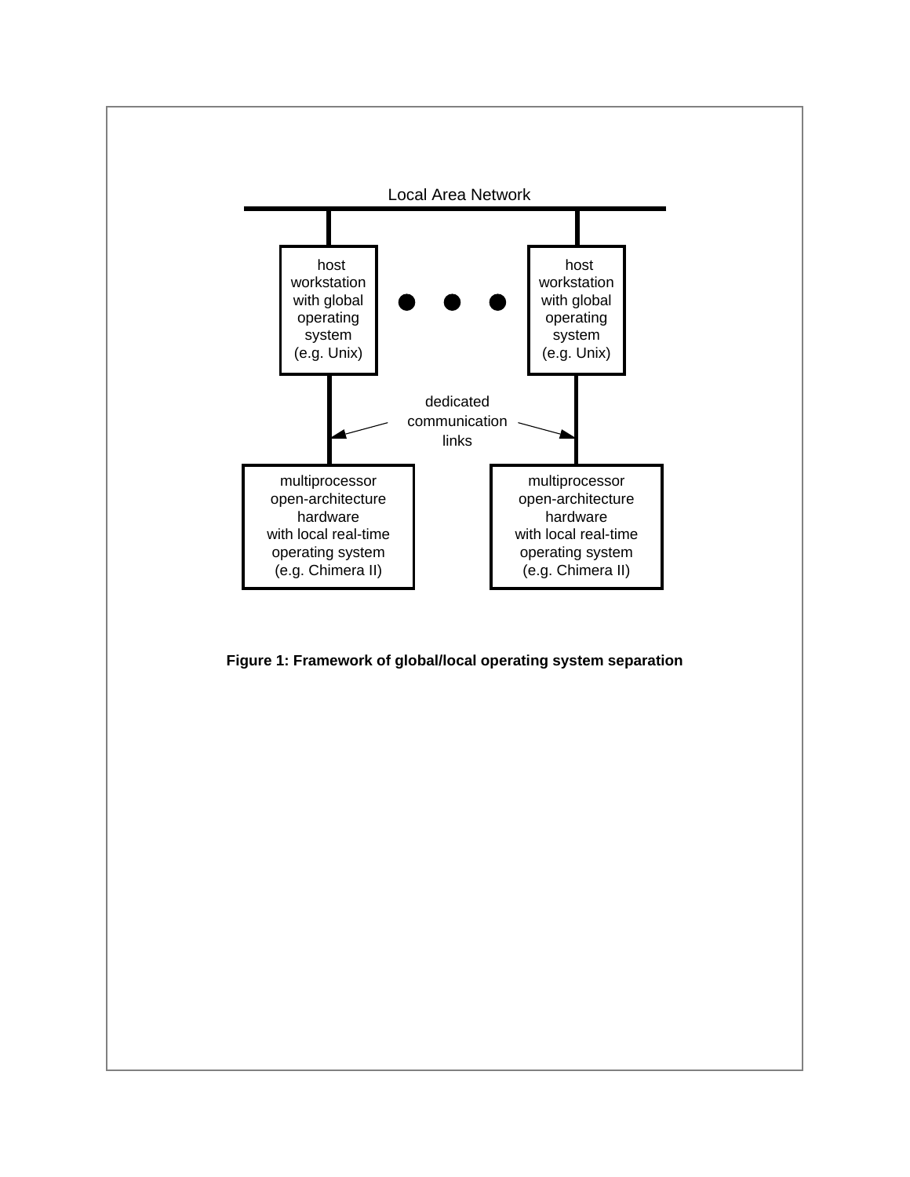Figure 1: Framework of global/local operating system separation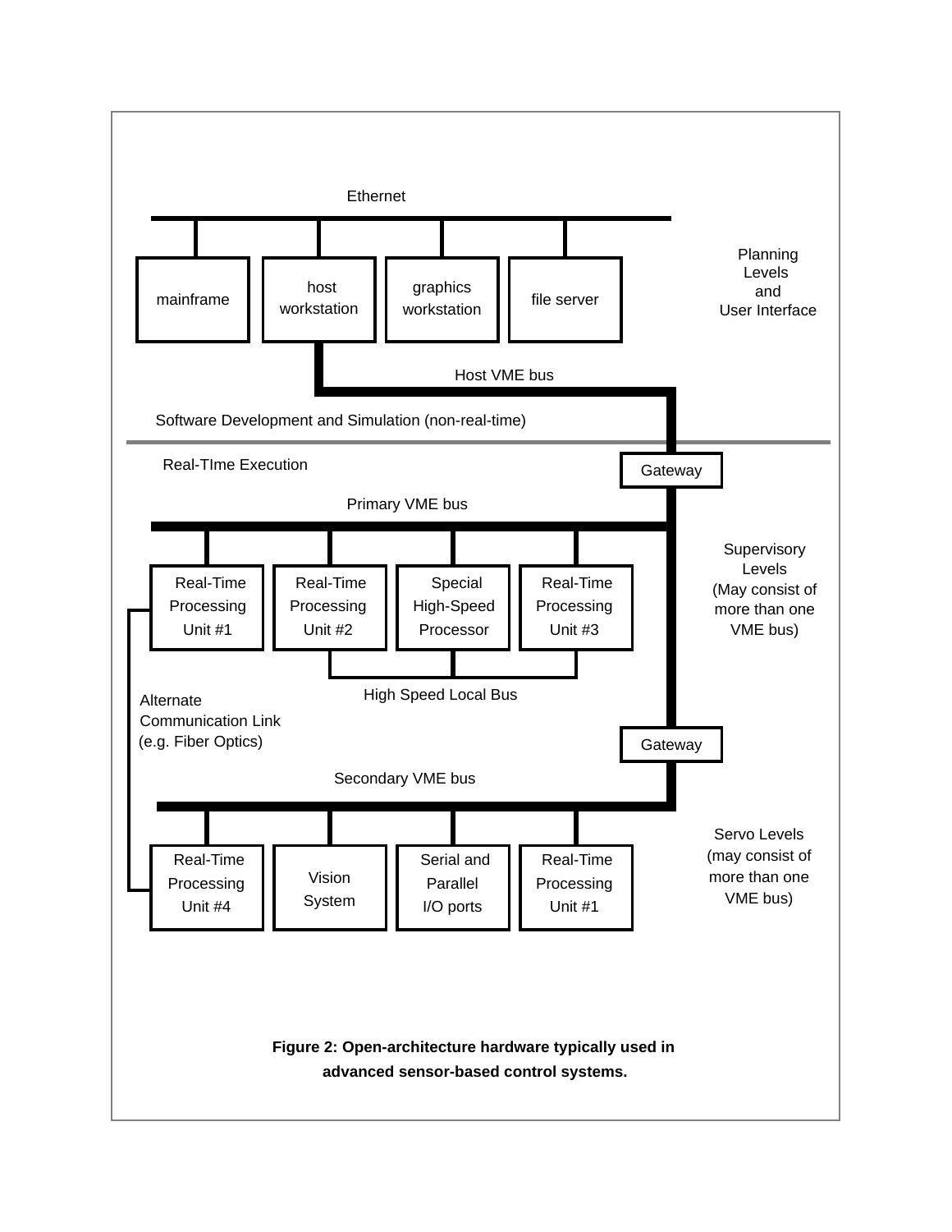Ethernet

mainframe

host workstation

graphics workstation

file server

Planning Levels and User Interface

Host VME bus

Software Development and Simulation (non-real-time)

Real-TIme Execution

Gateway

Primary VME bus

Real-Time Processing Unit #1

Real-Time Processing Unit #2

Special High-Speed Processor

Real-Time Processing Unit #3

Supervisory Levels (May consist of more than one VME bus)

High Speed Local Bus

Alternate Communication Link (e.g. Fiber Optics)

Gateway

Secondary VME bus

Real-Time Processing Unit #4

Vision System

Serial and Parallel I/O ports

Real-Time Processing Unit #1

Servo Levels (may consist of more than one VME bus)

**Figure 2: Open-architecture hardware typically used in advanced sensor-based control systems.**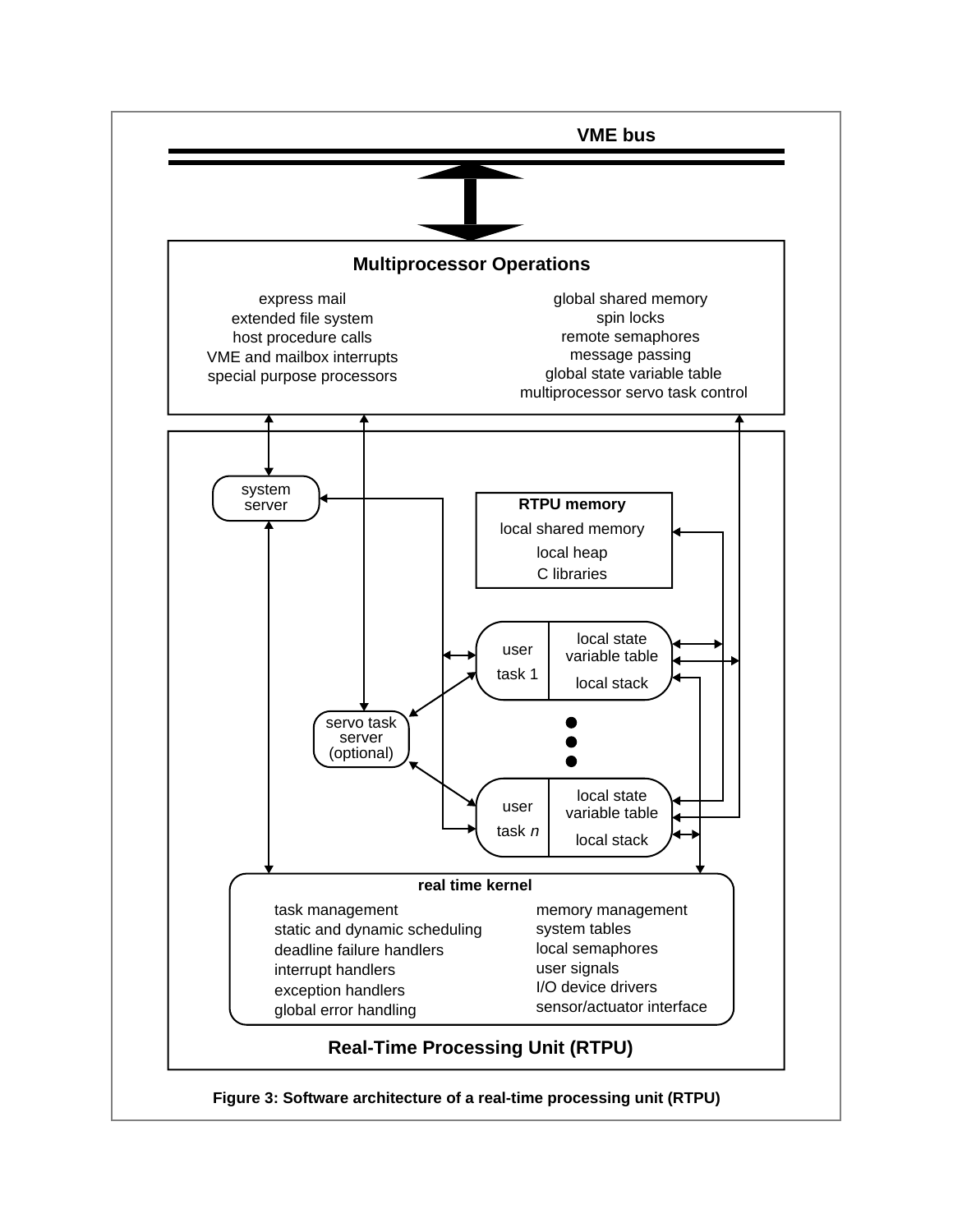VME bus

**Multiprocessor Operations**

express mail
extended file system
host procedure calls
VME and mailbox interrupts
special purpose processors

global shared memory
spin locks
remote semaphores
message passing
global state variable table
multiprocessor servo task control

system server

**RTPU memory**
local shared memory
local heap
C libraries

user task 1 | local state variable table | local stack

servo task server (optional)

user task *n* | local state variable table | local stack

**real time kernel**

task management
static and dynamic scheduling
deadline failure handlers
interrupt handlers
exception handlers
global error handling

memory management
system tables
local semaphores
user signals
I/O device drivers
sensor/actuator interface

**Real-Time Processing Unit (RTPU)**

**Figure 3: Software architecture of a real-time processing unit (RTPU)**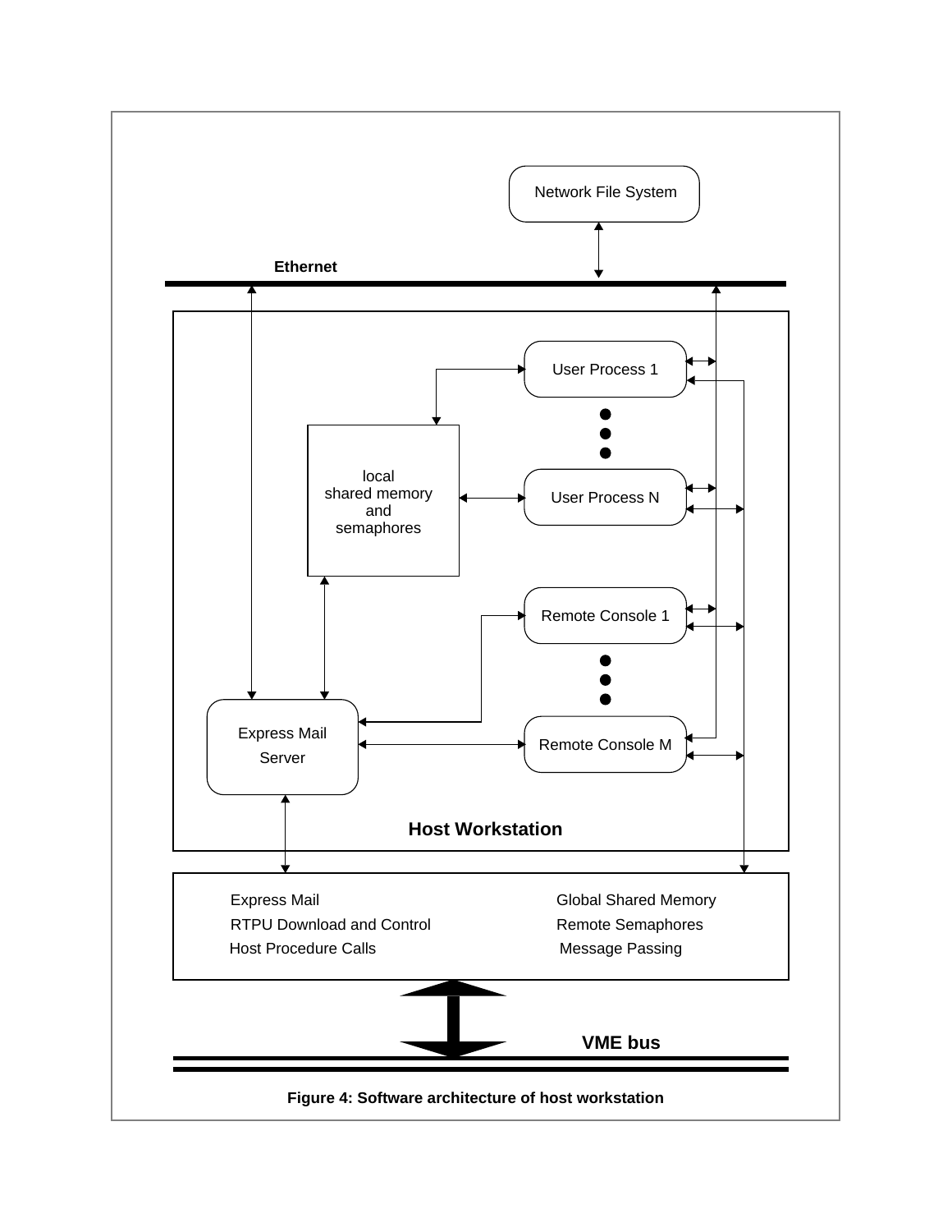Network File System

Ethernet

User Process 1

local
shared memory
and
semaphores

User Process N

Remote Console 1

Express Mail
Server

Remote Console M

Host Workstation

Express Mail
RTPU Download and Control
Host Procedure Calls

Global Shared Memory
Remote Semaphores
Message Passing

VME bus

**Figure 4: Software architecture of host workstation**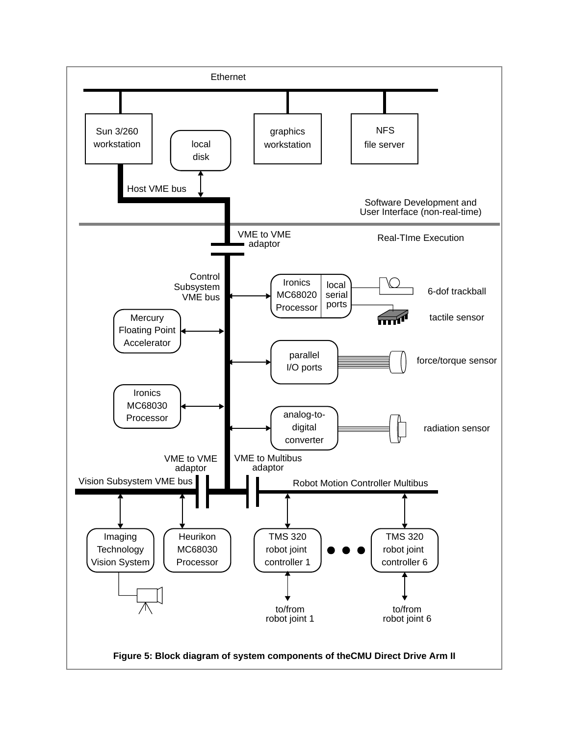Ethernet

Sun 3/260 workstation

local disk

graphics workstation

NFS file server

Host VME bus

Software Development and User Interface (non-real-time)

Real-TIme Execution

VME to VME adaptor

Control Subsystem VME bus

Ironics MC68020 Processor

local serial ports

6-dof trackball

tactile sensor

Mercury Floating Point Accelerator

parallel I/O ports

force/torque sensor

Ironics MC68030 Processor

analog-to-digital converter

radiation sensor

VME to VME adaptor

VME to Multibus adaptor

Vision Subsystem VME bus

Robot Motion Controller Multibus

Imaging Technology Vision System

Heurikon MC68030 Processor

TMS 320 robot joint controller 1

TMS 320 robot joint controller 6

to/from robot joint 1

to/from robot joint 6

**Figure 5: Block diagram of system components of theCMU Direct Drive Arm II**